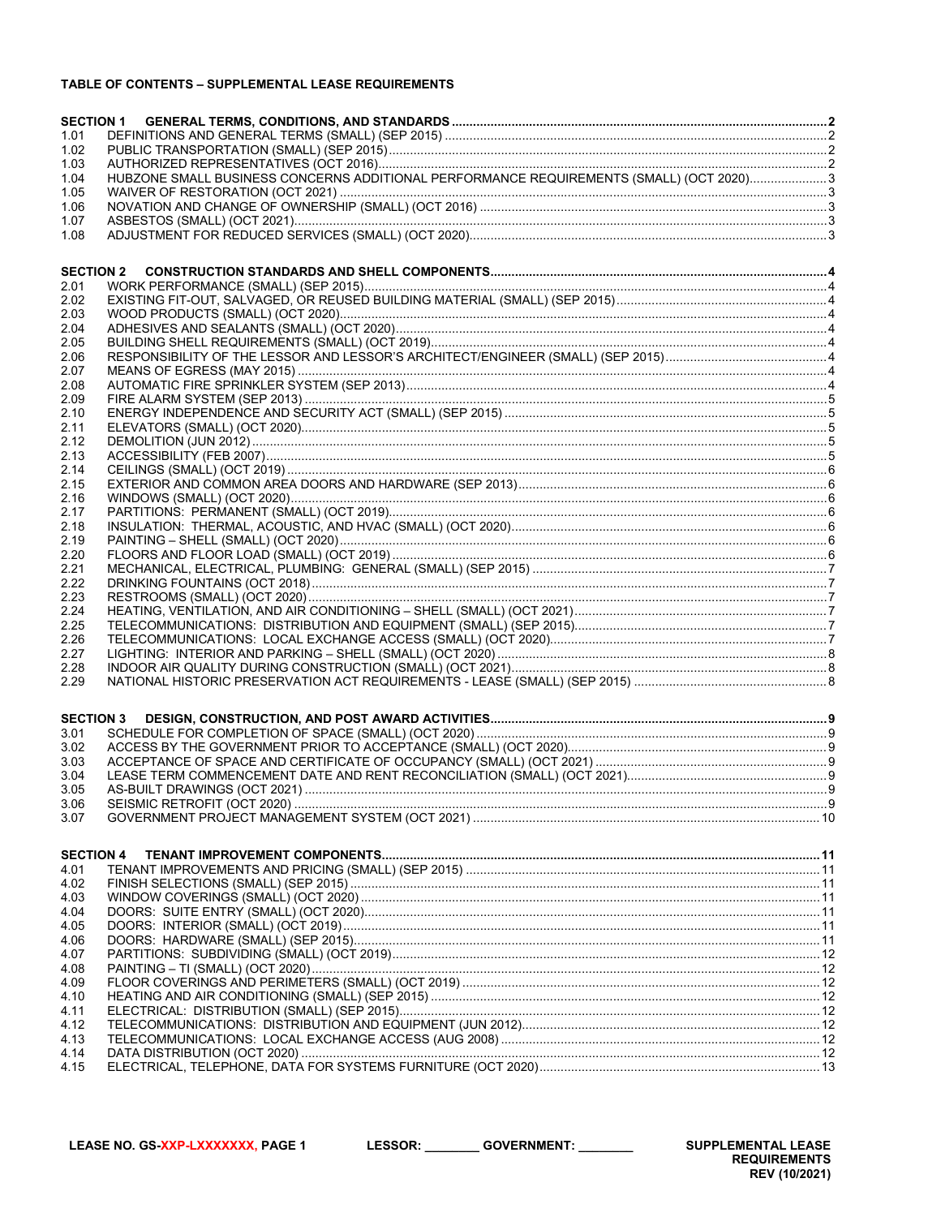# TABLE OF CONTENTS – SUPPLEMENTAL LEASE REQUIREMENTS

**SECTION 1 GENERAL TERMS, CONDITIONS, AND STANDARDS** .......... 2

1.01 DEFINITIONS AND GENERAL TERMS (SMALL) (SEP 2015) .......... 2
1.02 PUBLIC TRANSPORTATION (SMALL) (SEP 2015) .......... 2
1.03 AUTHORIZED REPRESENTATIVES (OCT 2016) .......... 2
1.04 HUBZONE SMALL BUSINESS CONCERNS ADDITIONAL PERFORMANCE REQUIREMENTS (SMALL) (OCT 2020) .......... 3
1.05 WAIVER OF RESTORATION (OCT 2021) .......... 3
1.06 NOVATION AND CHANGE OF OWNERSHIP (SMALL) (OCT 2016) .......... 3
1.07 ASBESTOS (SMALL) (OCT 2021) .......... 3
1.08 ADJUSTMENT FOR REDUCED SERVICES (SMALL) (OCT 2020) .......... 3

**SECTION 2 CONSTRUCTION STANDARDS AND SHELL COMPONENTS** .......... 4

2.01 WORK PERFORMANCE (SMALL) (SEP 2015) .......... 4
2.02 EXISTING FIT-OUT, SALVAGED, OR REUSED BUILDING MATERIAL (SMALL) (SEP 2015) .......... 4
2.03 WOOD PRODUCTS (SMALL) (OCT 2020) .......... 4
2.04 ADHESIVES AND SEALANTS (SMALL) (OCT 2020) .......... 4
2.05 BUILDING SHELL REQUIREMENTS (SMALL) (OCT 2019) .......... 4
2.06 RESPONSIBILITY OF THE LESSOR AND LESSOR'S ARCHITECT/ENGINEER (SMALL) (SEP 2015) .......... 4
2.07 MEANS OF EGRESS (MAY 2015) .......... 4
2.08 AUTOMATIC FIRE SPRINKLER SYSTEM (SEP 2013) .......... 4
2.09 FIRE ALARM SYSTEM (SEP 2013) .......... 5
2.10 ENERGY INDEPENDENCE AND SECURITY ACT (SMALL) (SEP 2015) .......... 5
2.11 ELEVATORS (SMALL) (OCT 2020) .......... 5
2.12 DEMOLITION (JUN 2012) .......... 5
2.13 ACCESSIBILITY (FEB 2007) .......... 5
2.14 CEILINGS (SMALL) (OCT 2019) .......... 6
2.15 EXTERIOR AND COMMON AREA DOORS AND HARDWARE (SEP 2013) .......... 6
2.16 WINDOWS (SMALL) (OCT 2020) .......... 6
2.17 PARTITIONS: PERMANENT (SMALL) (OCT 2019) .......... 6
2.18 INSULATION: THERMAL, ACOUSTIC, AND HVAC (SMALL) (OCT 2020) .......... 6
2.19 PAINTING – SHELL (SMALL) (OCT 2020) .......... 6
2.20 FLOORS AND FLOOR LOAD (SMALL) (OCT 2019) .......... 6
2.21 MECHANICAL, ELECTRICAL, PLUMBING: GENERAL (SMALL) (SEP 2015) .......... 7
2.22 DRINKING FOUNTAINS (OCT 2018) .......... 7
2.23 RESTROOMS (SMALL) (OCT 2020) .......... 7
2.24 HEATING, VENTILATION, AND AIR CONDITIONING – SHELL (SMALL) (OCT 2021) .......... 7
2.25 TELECOMMUNICATIONS: DISTRIBUTION AND EQUIPMENT (SMALL) (SEP 2015) .......... 7
2.26 TELECOMMUNICATIONS: LOCAL EXCHANGE ACCESS (SMALL) (OCT 2020) .......... 7
2.27 LIGHTING: INTERIOR AND PARKING – SHELL (SMALL) (OCT 2020) .......... 8
2.28 INDOOR AIR QUALITY DURING CONSTRUCTION (SMALL) (OCT 2021) .......... 8
2.29 NATIONAL HISTORIC PRESERVATION ACT REQUIREMENTS - LEASE (SMALL) (SEP 2015) .......... 8

**SECTION 3 DESIGN, CONSTRUCTION, AND POST AWARD ACTIVITIES** .......... 9

3.01 SCHEDULE FOR COMPLETION OF SPACE (SMALL) (OCT 2020) .......... 9
3.02 ACCESS BY THE GOVERNMENT PRIOR TO ACCEPTANCE (SMALL) (OCT 2020) .......... 9
3.03 ACCEPTANCE OF SPACE AND CERTIFICATE OF OCCUPANCY (SMALL) (OCT 2021) .......... 9
3.04 LEASE TERM COMMENCEMENT DATE AND RENT RECONCILIATION (SMALL) (OCT 2021) .......... 9
3.05 AS-BUILT DRAWINGS (OCT 2021) .......... 9
3.06 SEISMIC RETROFIT (OCT 2020) .......... 9
3.07 GOVERNMENT PROJECT MANAGEMENT SYSTEM (OCT 2021) .......... 10

**SECTION 4 TENANT IMPROVEMENT COMPONENTS** .......... 11

4.01 TENANT IMPROVEMENTS AND PRICING (SMALL) (SEP 2015) .......... 11
4.02 FINISH SELECTIONS (SMALL) (SEP 2015) .......... 11
4.03 WINDOW COVERINGS (SMALL) (OCT 2020) .......... 11
4.04 DOORS: SUITE ENTRY (SMALL) (OCT 2020) .......... 11
4.05 DOORS: INTERIOR (SMALL) (OCT 2019) .......... 11
4.06 DOORS: HARDWARE (SMALL) (SEP 2015) .......... 11
4.07 PARTITIONS: SUBDIVIDING (SMALL) (OCT 2019) .......... 12
4.08 PAINTING – TI (SMALL) (OCT 2020) .......... 12
4.09 FLOOR COVERINGS AND PERIMETERS (SMALL) (OCT 2019) .......... 12
4.10 HEATING AND AIR CONDITIONING (SMALL) (SEP 2015) .......... 12
4.11 ELECTRICAL: DISTRIBUTION (SMALL) (SEP 2015) .......... 12
4.12 TELECOMMUNICATIONS: DISTRIBUTION AND EQUIPMENT (JUN 2012) .......... 12
4.13 TELECOMMUNICATIONS: LOCAL EXCHANGE ACCESS (AUG 2008) .......... 12
4.14 DATA DISTRIBUTION (OCT 2020) .......... 12
4.15 ELECTRICAL, TELEPHONE, DATA FOR SYSTEMS FURNITURE (OCT 2020) .......... 13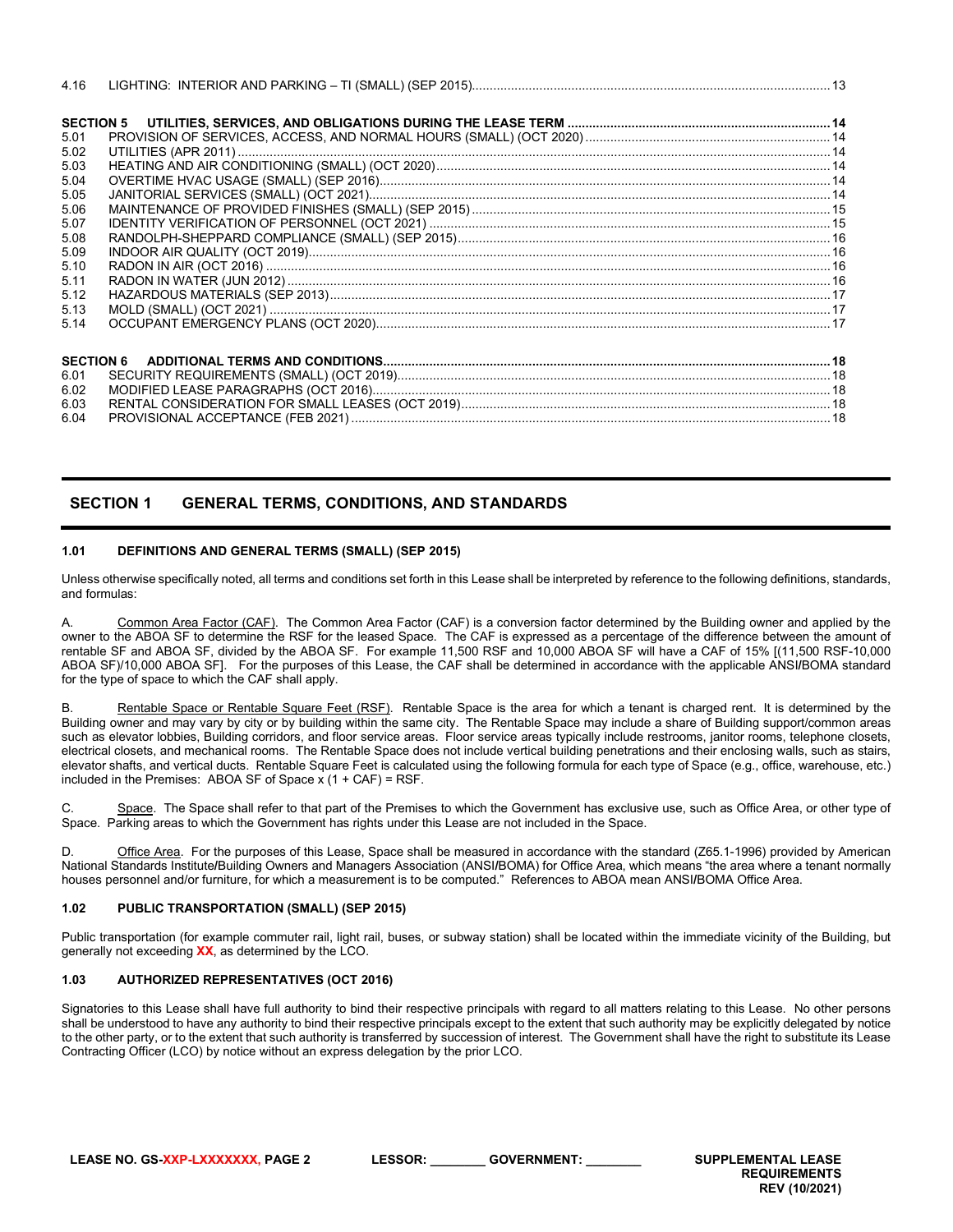| | | |
|---|---|---|
| 4.16 | LIGHTING: INTERIOR AND PARKING – TI (SMALL) (SEP 2015) | 13 |
| **SECTION 5** | **UTILITIES, SERVICES, AND OBLIGATIONS DURING THE LEASE TERM** | **14** |
| 5.01 | PROVISION OF SERVICES, ACCESS, AND NORMAL HOURS (SMALL) (OCT 2020) | 14 |
| 5.02 | UTILITIES (APR 2011) | 14 |
| 5.03 | HEATING AND AIR CONDITIONING (SMALL) (OCT 2020) | 14 |
| 5.04 | OVERTIME HVAC USAGE (SMALL) (SEP 2016) | 14 |
| 5.05 | JANITORIAL SERVICES (SMALL) (OCT 2021) | 14 |
| 5.06 | MAINTENANCE OF PROVIDED FINISHES (SMALL) (SEP 2015) | 15 |
| 5.07 | IDENTITY VERIFICATION OF PERSONNEL (OCT 2021) | 15 |
| 5.08 | RANDOLPH-SHEPPARD COMPLIANCE (SMALL) (SEP 2015) | 16 |
| 5.09 | INDOOR AIR QUALITY (OCT 2019) | 16 |
| 5.10 | RADON IN AIR (OCT 2016) | 16 |
| 5.11 | RADON IN WATER (JUN 2012) | 16 |
| 5.12 | HAZARDOUS MATERIALS (SEP 2013) | 17 |
| 5.13 | MOLD (SMALL) (OCT 2021) | 17 |
| 5.14 | OCCUPANT EMERGENCY PLANS (OCT 2020) | 17 |
| **SECTION 6** | **ADDITIONAL TERMS AND CONDITIONS** | **18** |
| 6.01 | SECURITY REQUIREMENTS (SMALL) (OCT 2019) | 18 |
| 6.02 | MODIFIED LEASE PARAGRAPHS (OCT 2016) | 18 |
| 6.03 | RENTAL CONSIDERATION FOR SMALL LEASES (OCT 2019) | 18 |
| 6.04 | PROVISIONAL ACCEPTANCE (FEB 2021) | 18 |

# SECTION 1 GENERAL TERMS, CONDITIONS, AND STANDARDS

### 1.01 DEFINITIONS AND GENERAL TERMS (SMALL) (SEP 2015)

Unless otherwise specifically noted, all terms and conditions set forth in this Lease shall be interpreted by reference to the following definitions, standards, and formulas:

A. Common Area Factor (CAF). The Common Area Factor (CAF) is a conversion factor determined by the Building owner and applied by the owner to the ABOA SF to determine the RSF for the leased Space. The CAF is expressed as a percentage of the difference between the amount of rentable SF and ABOA SF, divided by the ABOA SF. For example 11,500 RSF and 10,000 ABOA SF will have a CAF of 15% [(11,500 RSF-10,000 ABOA SF)/10,000 ABOA SF]. For the purposes of this Lease, the CAF shall be determined in accordance with the applicable ANSI/BOMA standard for the type of space to which the CAF shall apply.

B. Rentable Space or Rentable Square Feet (RSF). Rentable Space is the area for which a tenant is charged rent. It is determined by the Building owner and may vary by city or by building within the same city. The Rentable Space may include a share of Building support/common areas such as elevator lobbies, Building corridors, and floor service areas. Floor service areas typically include restrooms, janitor rooms, telephone closets, electrical closets, and mechanical rooms. The Rentable Space does not include vertical building penetrations and their enclosing walls, such as stairs, elevator shafts, and vertical ducts. Rentable Square Feet is calculated using the following formula for each type of Space (e.g., office, warehouse, etc.) included in the Premises: ABOA SF of Space x (1 + CAF) = RSF.

C. Space. The Space shall refer to that part of the Premises to which the Government has exclusive use, such as Office Area, or other type of Space. Parking areas to which the Government has rights under this Lease are not included in the Space.

D. Office Area. For the purposes of this Lease, Space shall be measured in accordance with the standard (Z65.1-1996) provided by American National Standards Institute/Building Owners and Managers Association (ANSI/BOMA) for Office Area, which means "the area where a tenant normally houses personnel and/or furniture, for which a measurement is to be computed." References to ABOA mean ANSI/BOMA Office Area.

### 1.02 PUBLIC TRANSPORTATION (SMALL) (SEP 2015)

Public transportation (for example commuter rail, light rail, buses, or subway station) shall be located within the immediate vicinity of the Building, but generally not exceeding **XX**, as determined by the LCO.

### 1.03 AUTHORIZED REPRESENTATIVES (OCT 2016)

Signatories to this Lease shall have full authority to bind their respective principals with regard to all matters relating to this Lease. No other persons shall be understood to have any authority to bind their respective principals except to the extent that such authority may be explicitly delegated by notice to the other party, or to the extent that such authority is transferred by succession of interest. The Government shall have the right to substitute its Lease Contracting Officer (LCO) by notice without an express delegation by the prior LCO.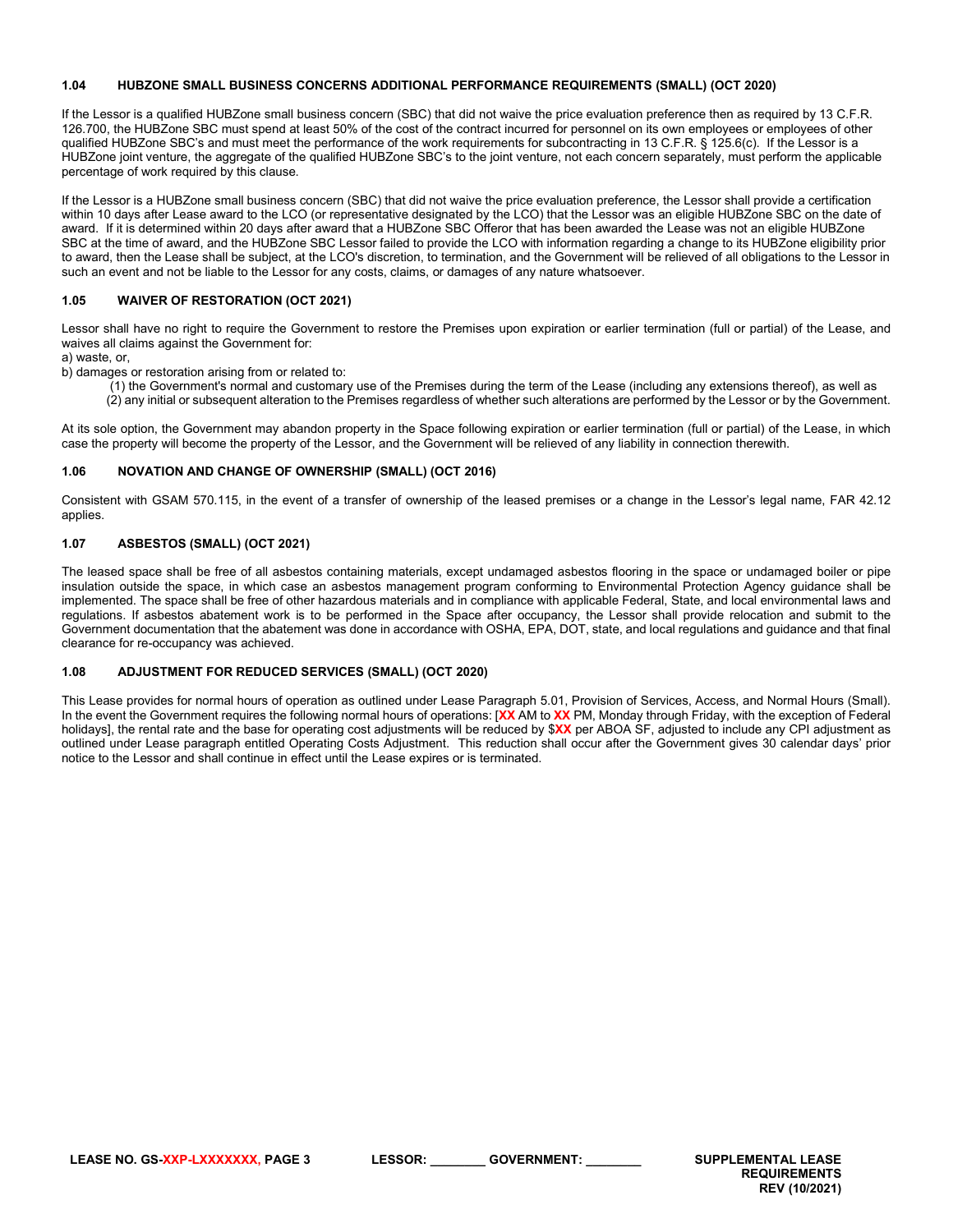### 1.04 HUBZONE SMALL BUSINESS CONCERNS ADDITIONAL PERFORMANCE REQUIREMENTS (SMALL) (OCT 2020)

If the Lessor is a qualified HUBZone small business concern (SBC) that did not waive the price evaluation preference then as required by 13 C.F.R. 126.700, the HUBZone SBC must spend at least 50% of the cost of the contract incurred for personnel on its own employees or employees of other qualified HUBZone SBC's and must meet the performance of the work requirements for subcontracting in 13 C.F.R. § 125.6(c). If the Lessor is a HUBZone joint venture, the aggregate of the qualified HUBZone SBC's to the joint venture, not each concern separately, must perform the applicable percentage of work required by this clause.

If the Lessor is a HUBZone small business concern (SBC) that did not waive the price evaluation preference, the Lessor shall provide a certification within 10 days after Lease award to the LCO (or representative designated by the LCO) that the Lessor was an eligible HUBZone SBC on the date of award. If it is determined within 20 days after award that a HUBZone SBC Offeror that has been awarded the Lease was not an eligible HUBZone SBC at the time of award, and the HUBZone SBC Lessor failed to provide the LCO with information regarding a change to its HUBZone eligibility prior to award, then the Lease shall be subject, at the LCO's discretion, to termination, and the Government will be relieved of all obligations to the Lessor in such an event and not be liable to the Lessor for any costs, claims, or damages of any nature whatsoever.

### 1.05 WAIVER OF RESTORATION (OCT 2021)

Lessor shall have no right to require the Government to restore the Premises upon expiration or earlier termination (full or partial) of the Lease, and waives all claims against the Government for:

a) waste, or,

b) damages or restoration arising from or related to:

(1) the Government's normal and customary use of the Premises during the term of the Lease (including any extensions thereof), as well as

(2) any initial or subsequent alteration to the Premises regardless of whether such alterations are performed by the Lessor or by the Government.

At its sole option, the Government may abandon property in the Space following expiration or earlier termination (full or partial) of the Lease, in which case the property will become the property of the Lessor, and the Government will be relieved of any liability in connection therewith.

### 1.06 NOVATION AND CHANGE OF OWNERSHIP (SMALL) (OCT 2016)

Consistent with GSAM 570.115, in the event of a transfer of ownership of the leased premises or a change in the Lessor's legal name, FAR 42.12 applies.

### 1.07 ASBESTOS (SMALL) (OCT 2021)

The leased space shall be free of all asbestos containing materials, except undamaged asbestos flooring in the space or undamaged boiler or pipe insulation outside the space, in which case an asbestos management program conforming to Environmental Protection Agency guidance shall be implemented. The space shall be free of other hazardous materials and in compliance with applicable Federal, State, and local environmental laws and regulations. If asbestos abatement work is to be performed in the Space after occupancy, the Lessor shall provide relocation and submit to the Government documentation that the abatement was done in accordance with OSHA, EPA, DOT, state, and local regulations and guidance and that final clearance for re-occupancy was achieved.

### 1.08 ADJUSTMENT FOR REDUCED SERVICES (SMALL) (OCT 2020)

This Lease provides for normal hours of operation as outlined under Lease Paragraph 5.01, Provision of Services, Access, and Normal Hours (Small). In the event the Government requires the following normal hours of operations: [**XX** AM to **XX** PM, Monday through Friday, with the exception of Federal holidays], the rental rate and the base for operating cost adjustments will be reduced by $**XX** per ABOA SF, adjusted to include any CPI adjustment as outlined under Lease paragraph entitled Operating Costs Adjustment. This reduction shall occur after the Government gives 30 calendar days' prior notice to the Lessor and shall continue in effect until the Lease expires or is terminated.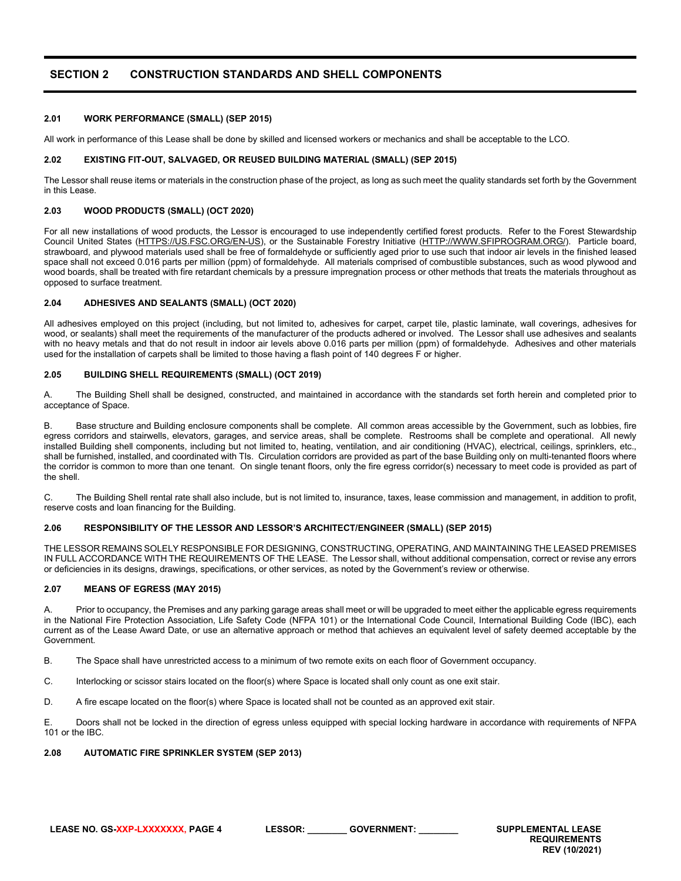## SECTION 2 CONSTRUCTION STANDARDS AND SHELL COMPONENTS

### 2.01 WORK PERFORMANCE (SMALL) (SEP 2015)

All work in performance of this Lease shall be done by skilled and licensed workers or mechanics and shall be acceptable to the LCO.

### 2.02 EXISTING FIT-OUT, SALVAGED, OR REUSED BUILDING MATERIAL (SMALL) (SEP 2015)

The Lessor shall reuse items or materials in the construction phase of the project, as long as such meet the quality standards set forth by the Government in this Lease.

### 2.03 WOOD PRODUCTS (SMALL) (OCT 2020)

For all new installations of wood products, the Lessor is encouraged to use independently certified forest products. Refer to the Forest Stewardship Council United States (HTTPS://US.FSC.ORG/EN-US), or the Sustainable Forestry Initiative (HTTP://WWW.SFIPROGRAM.ORG/). Particle board, strawboard, and plywood materials used shall be free of formaldehyde or sufficiently aged prior to use such that indoor air levels in the finished leased space shall not exceed 0.016 parts per million (ppm) of formaldehyde. All materials comprised of combustible substances, such as wood plywood and wood boards, shall be treated with fire retardant chemicals by a pressure impregnation process or other methods that treats the materials throughout as opposed to surface treatment.

### 2.04 ADHESIVES AND SEALANTS (SMALL) (OCT 2020)

All adhesives employed on this project (including, but not limited to, adhesives for carpet, carpet tile, plastic laminate, wall coverings, adhesives for wood, or sealants) shall meet the requirements of the manufacturer of the products adhered or involved. The Lessor shall use adhesives and sealants with no heavy metals and that do not result in indoor air levels above 0.016 parts per million (ppm) of formaldehyde. Adhesives and other materials used for the installation of carpets shall be limited to those having a flash point of 140 degrees F or higher.

### 2.05 BUILDING SHELL REQUIREMENTS (SMALL) (OCT 2019)

A. The Building Shell shall be designed, constructed, and maintained in accordance with the standards set forth herein and completed prior to acceptance of Space.

B. Base structure and Building enclosure components shall be complete. All common areas accessible by the Government, such as lobbies, fire egress corridors and stairwells, elevators, garages, and service areas, shall be complete. Restrooms shall be complete and operational. All newly installed Building shell components, including but not limited to, heating, ventilation, and air conditioning (HVAC), electrical, ceilings, sprinklers, etc., shall be furnished, installed, and coordinated with TIs. Circulation corridors are provided as part of the base Building only on multi-tenanted floors where the corridor is common to more than one tenant. On single tenant floors, only the fire egress corridor(s) necessary to meet code is provided as part of the shell.

C. The Building Shell rental rate shall also include, but is not limited to, insurance, taxes, lease commission and management, in addition to profit, reserve costs and loan financing for the Building.

### 2.06 RESPONSIBILITY OF THE LESSOR AND LESSOR'S ARCHITECT/ENGINEER (SMALL) (SEP 2015)

THE LESSOR REMAINS SOLELY RESPONSIBLE FOR DESIGNING, CONSTRUCTING, OPERATING, AND MAINTAINING THE LEASED PREMISES IN FULL ACCORDANCE WITH THE REQUIREMENTS OF THE LEASE. The Lessor shall, without additional compensation, correct or revise any errors or deficiencies in its designs, drawings, specifications, or other services, as noted by the Government's review or otherwise.

### 2.07 MEANS OF EGRESS (MAY 2015)

A. Prior to occupancy, the Premises and any parking garage areas shall meet or will be upgraded to meet either the applicable egress requirements in the National Fire Protection Association, Life Safety Code (NFPA 101) or the International Code Council, International Building Code (IBC), each current as of the Lease Award Date, or use an alternative approach or method that achieves an equivalent level of safety deemed acceptable by the Government.

B. The Space shall have unrestricted access to a minimum of two remote exits on each floor of Government occupancy.

C. Interlocking or scissor stairs located on the floor(s) where Space is located shall only count as one exit stair.

D. A fire escape located on the floor(s) where Space is located shall not be counted as an approved exit stair.

E. Doors shall not be locked in the direction of egress unless equipped with special locking hardware in accordance with requirements of NFPA 101 or the IBC.

### 2.08 AUTOMATIC FIRE SPRINKLER SYSTEM (SEP 2013)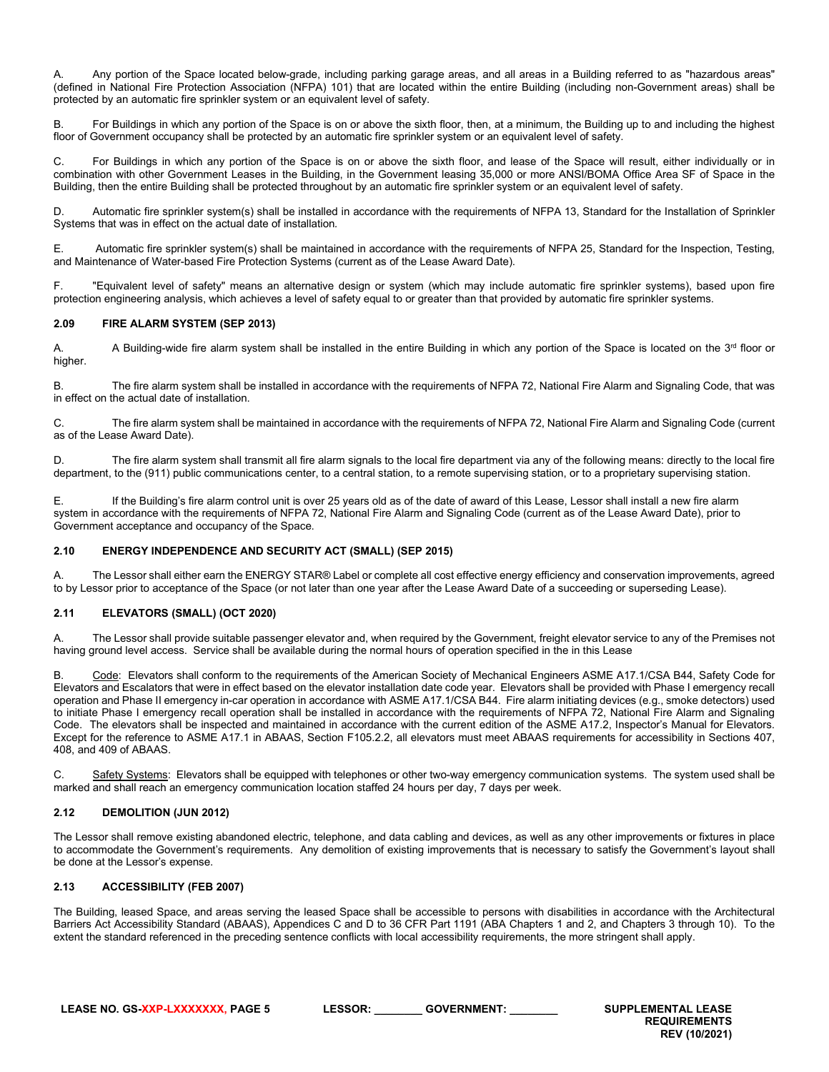A. Any portion of the Space located below-grade, including parking garage areas, and all areas in a Building referred to as "hazardous areas" (defined in National Fire Protection Association (NFPA) 101) that are located within the entire Building (including non-Government areas) shall be protected by an automatic fire sprinkler system or an equivalent level of safety.

B. For Buildings in which any portion of the Space is on or above the sixth floor, then, at a minimum, the Building up to and including the highest floor of Government occupancy shall be protected by an automatic fire sprinkler system or an equivalent level of safety.

C. For Buildings in which any portion of the Space is on or above the sixth floor, and lease of the Space will result, either individually or in combination with other Government Leases in the Building, in the Government leasing 35,000 or more ANSI/BOMA Office Area SF of Space in the Building, then the entire Building shall be protected throughout by an automatic fire sprinkler system or an equivalent level of safety.

D. Automatic fire sprinkler system(s) shall be installed in accordance with the requirements of NFPA 13, Standard for the Installation of Sprinkler Systems that was in effect on the actual date of installation.

E. Automatic fire sprinkler system(s) shall be maintained in accordance with the requirements of NFPA 25, Standard for the Inspection, Testing, and Maintenance of Water-based Fire Protection Systems (current as of the Lease Award Date).

F. "Equivalent level of safety" means an alternative design or system (which may include automatic fire sprinkler systems), based upon fire protection engineering analysis, which achieves a level of safety equal to or greater than that provided by automatic fire sprinkler systems.

### 2.09 FIRE ALARM SYSTEM (SEP 2013)

A. A Building-wide fire alarm system shall be installed in the entire Building in which any portion of the Space is located on the 3rd floor or higher.

B. The fire alarm system shall be installed in accordance with the requirements of NFPA 72, National Fire Alarm and Signaling Code, that was in effect on the actual date of installation.

C. The fire alarm system shall be maintained in accordance with the requirements of NFPA 72, National Fire Alarm and Signaling Code (current as of the Lease Award Date).

D. The fire alarm system shall transmit all fire alarm signals to the local fire department via any of the following means: directly to the local fire department, to the (911) public communications center, to a central station, to a remote supervising station, or to a proprietary supervising station.

E. If the Building's fire alarm control unit is over 25 years old as of the date of award of this Lease, Lessor shall install a new fire alarm system in accordance with the requirements of NFPA 72, National Fire Alarm and Signaling Code (current as of the Lease Award Date), prior to Government acceptance and occupancy of the Space.

### 2.10 ENERGY INDEPENDENCE AND SECURITY ACT (SMALL) (SEP 2015)

A. The Lessor shall either earn the ENERGY STAR® Label or complete all cost effective energy efficiency and conservation improvements, agreed to by Lessor prior to acceptance of the Space (or not later than one year after the Lease Award Date of a succeeding or superseding Lease).

### 2.11 ELEVATORS (SMALL) (OCT 2020)

A. The Lessor shall provide suitable passenger elevator and, when required by the Government, freight elevator service to any of the Premises not having ground level access. Service shall be available during the normal hours of operation specified in the in this Lease

B. Code: Elevators shall conform to the requirements of the American Society of Mechanical Engineers ASME A17.1/CSA B44, Safety Code for Elevators and Escalators that were in effect based on the elevator installation date code year. Elevators shall be provided with Phase I emergency recall operation and Phase II emergency in-car operation in accordance with ASME A17.1/CSA B44. Fire alarm initiating devices (e.g., smoke detectors) used to initiate Phase I emergency recall operation shall be installed in accordance with the requirements of NFPA 72, National Fire Alarm and Signaling Code. The elevators shall be inspected and maintained in accordance with the current edition of the ASME A17.2, Inspector's Manual for Elevators. Except for the reference to ASME A17.1 in ABAAS, Section F105.2.2, all elevators must meet ABAAS requirements for accessibility in Sections 407, 408, and 409 of ABAAS.

C. Safety Systems: Elevators shall be equipped with telephones or other two-way emergency communication systems. The system used shall be marked and shall reach an emergency communication location staffed 24 hours per day, 7 days per week.

### 2.12 DEMOLITION (JUN 2012)

The Lessor shall remove existing abandoned electric, telephone, and data cabling and devices, as well as any other improvements or fixtures in place to accommodate the Government's requirements. Any demolition of existing improvements that is necessary to satisfy the Government's layout shall be done at the Lessor's expense.

### 2.13 ACCESSIBILITY (FEB 2007)

The Building, leased Space, and areas serving the leased Space shall be accessible to persons with disabilities in accordance with the Architectural Barriers Act Accessibility Standard (ABAAS), Appendices C and D to 36 CFR Part 1191 (ABA Chapters 1 and 2, and Chapters 3 through 10). To the extent the standard referenced in the preceding sentence conflicts with local accessibility requirements, the more stringent shall apply.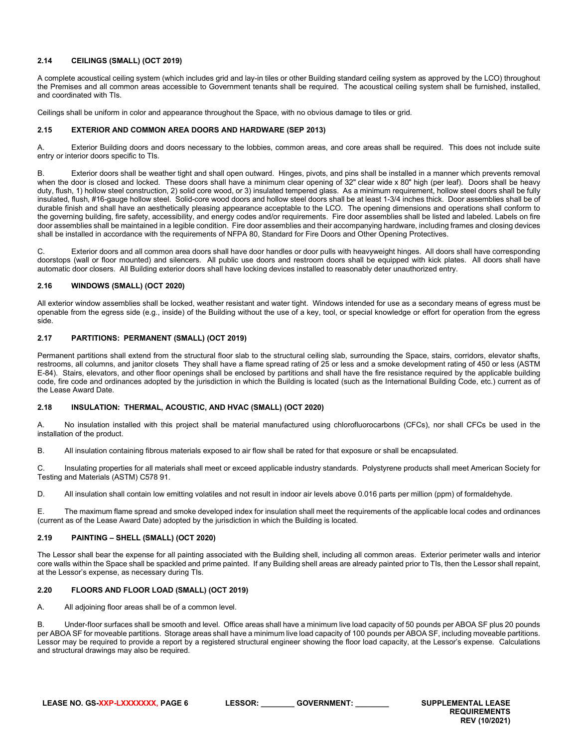### 2.14 CEILINGS (SMALL) (OCT 2019)

A complete acoustical ceiling system (which includes grid and lay-in tiles or other Building standard ceiling system as approved by the LCO) throughout the Premises and all common areas accessible to Government tenants shall be required. The acoustical ceiling system shall be furnished, installed, and coordinated with TIs.

Ceilings shall be uniform in color and appearance throughout the Space, with no obvious damage to tiles or grid.

### 2.15 EXTERIOR AND COMMON AREA DOORS AND HARDWARE (SEP 2013)

A. Exterior Building doors and doors necessary to the lobbies, common areas, and core areas shall be required. This does not include suite entry or interior doors specific to TIs.

B. Exterior doors shall be weather tight and shall open outward. Hinges, pivots, and pins shall be installed in a manner which prevents removal when the door is closed and locked. These doors shall have a minimum clear opening of 32" clear wide x 80" high (per leaf). Doors shall be heavy duty, flush, 1) hollow steel construction, 2) solid core wood, or 3) insulated tempered glass. As a minimum requirement, hollow steel doors shall be fully insulated, flush, #16-gauge hollow steel. Solid-core wood doors and hollow steel doors shall be at least 1-3/4 inches thick. Door assemblies shall be of durable finish and shall have an aesthetically pleasing appearance acceptable to the LCO. The opening dimensions and operations shall conform to the governing building, fire safety, accessibility, and energy codes and/or requirements. Fire door assemblies shall be listed and labeled. Labels on fire door assemblies shall be maintained in a legible condition. Fire door assemblies and their accompanying hardware, including frames and closing devices shall be installed in accordance with the requirements of NFPA 80, Standard for Fire Doors and Other Opening Protectives.

C. Exterior doors and all common area doors shall have door handles or door pulls with heavyweight hinges. All doors shall have corresponding doorstops (wall or floor mounted) and silencers. All public use doors and restroom doors shall be equipped with kick plates. All doors shall have automatic door closers. All Building exterior doors shall have locking devices installed to reasonably deter unauthorized entry.

### 2.16 WINDOWS (SMALL) (OCT 2020)

All exterior window assemblies shall be locked, weather resistant and water tight. Windows intended for use as a secondary means of egress must be openable from the egress side (e.g., inside) of the Building without the use of a key, tool, or special knowledge or effort for operation from the egress side.

### 2.17 PARTITIONS: PERMANENT (SMALL) (OCT 2019)

Permanent partitions shall extend from the structural floor slab to the structural ceiling slab, surrounding the Space, stairs, corridors, elevator shafts, restrooms, all columns, and janitor closets They shall have a flame spread rating of 25 or less and a smoke development rating of 450 or less (ASTM E-84). Stairs, elevators, and other floor openings shall be enclosed by partitions and shall have the fire resistance required by the applicable building code, fire code and ordinances adopted by the jurisdiction in which the Building is located (such as the International Building Code, etc.) current as of the Lease Award Date.

### 2.18 INSULATION: THERMAL, ACOUSTIC, AND HVAC (SMALL) (OCT 2020)

A. No insulation installed with this project shall be material manufactured using chlorofluorocarbons (CFCs), nor shall CFCs be used in the installation of the product.

B. All insulation containing fibrous materials exposed to air flow shall be rated for that exposure or shall be encapsulated.

C. Insulating properties for all materials shall meet or exceed applicable industry standards. Polystyrene products shall meet American Society for Testing and Materials (ASTM) C578 91.

D. All insulation shall contain low emitting volatiles and not result in indoor air levels above 0.016 parts per million (ppm) of formaldehyde.

E. The maximum flame spread and smoke developed index for insulation shall meet the requirements of the applicable local codes and ordinances (current as of the Lease Award Date) adopted by the jurisdiction in which the Building is located.

### 2.19 PAINTING – SHELL (SMALL) (OCT 2020)

The Lessor shall bear the expense for all painting associated with the Building shell, including all common areas. Exterior perimeter walls and interior core walls within the Space shall be spackled and prime painted. If any Building shell areas are already painted prior to TIs, then the Lessor shall repaint, at the Lessor's expense, as necessary during TIs.

### 2.20 FLOORS AND FLOOR LOAD (SMALL) (OCT 2019)

A. All adjoining floor areas shall be of a common level.

B. Under-floor surfaces shall be smooth and level. Office areas shall have a minimum live load capacity of 50 pounds per ABOA SF plus 20 pounds per ABOA SF for moveable partitions. Storage areas shall have a minimum live load capacity of 100 pounds per ABOA SF, including moveable partitions. Lessor may be required to provide a report by a registered structural engineer showing the floor load capacity, at the Lessor's expense. Calculations and structural drawings may also be required.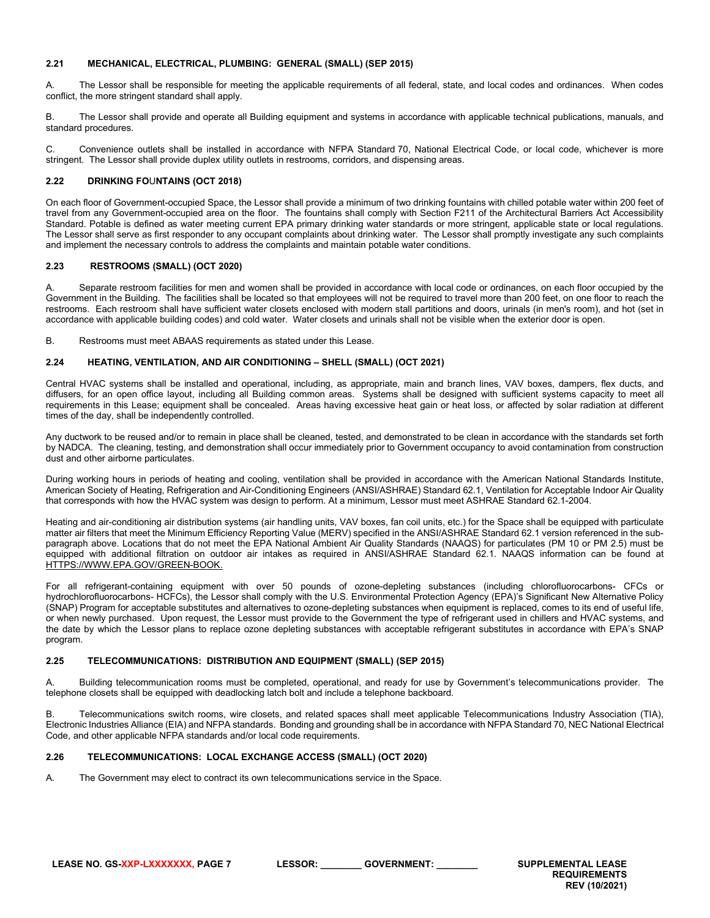### 2.21 MECHANICAL, ELECTRICAL, PLUMBING: GENERAL (SMALL) (SEP 2015)

A. The Lessor shall be responsible for meeting the applicable requirements of all federal, state, and local codes and ordinances. When codes conflict, the more stringent standard shall apply.

B. The Lessor shall provide and operate all Building equipment and systems in accordance with applicable technical publications, manuals, and standard procedures.

C. Convenience outlets shall be installed in accordance with NFPA Standard 70, National Electrical Code, or local code, whichever is more stringent. The Lessor shall provide duplex utility outlets in restrooms, corridors, and dispensing areas.

### 2.22 DRINKING FOUNTAINS (OCT 2018)

On each floor of Government-occupied Space, the Lessor shall provide a minimum of two drinking fountains with chilled potable water within 200 feet of travel from any Government-occupied area on the floor. The fountains shall comply with Section F211 of the Architectural Barriers Act Accessibility Standard. Potable is defined as water meeting current EPA primary drinking water standards or more stringent, applicable state or local regulations. The Lessor shall serve as first responder to any occupant complaints about drinking water. The Lessor shall promptly investigate any such complaints and implement the necessary controls to address the complaints and maintain potable water conditions.

### 2.23 RESTROOMS (SMALL) (OCT 2020)

A. Separate restroom facilities for men and women shall be provided in accordance with local code or ordinances, on each floor occupied by the Government in the Building. The facilities shall be located so that employees will not be required to travel more than 200 feet, on one floor to reach the restrooms. Each restroom shall have sufficient water closets enclosed with modern stall partitions and doors, urinals (in men's room), and hot (set in accordance with applicable building codes) and cold water. Water closets and urinals shall not be visible when the exterior door is open.

B. Restrooms must meet ABAAS requirements as stated under this Lease.

### 2.24 HEATING, VENTILATION, AND AIR CONDITIONING – SHELL (SMALL) (OCT 2021)

Central HVAC systems shall be installed and operational, including, as appropriate, main and branch lines, VAV boxes, dampers, flex ducts, and diffusers, for an open office layout, including all Building common areas. Systems shall be designed with sufficient systems capacity to meet all requirements in this Lease; equipment shall be concealed. Areas having excessive heat gain or heat loss, or affected by solar radiation at different times of the day, shall be independently controlled.

Any ductwork to be reused and/or to remain in place shall be cleaned, tested, and demonstrated to be clean in accordance with the standards set forth by NADCA. The cleaning, testing, and demonstration shall occur immediately prior to Government occupancy to avoid contamination from construction dust and other airborne particulates.

During working hours in periods of heating and cooling, ventilation shall be provided in accordance with the American National Standards Institute, American Society of Heating, Refrigeration and Air-Conditioning Engineers (ANSI/ASHRAE) Standard 62.1, Ventilation for Acceptable Indoor Air Quality that corresponds with how the HVAC system was design to perform. At a minimum, Lessor must meet ASHRAE Standard 62.1-2004.

Heating and air-conditioning air distribution systems (air handling units, VAV boxes, fan coil units, etc.) for the Space shall be equipped with particulate matter air filters that meet the Minimum Efficiency Reporting Value (MERV) specified in the ANSI/ASHRAE Standard 62.1 version referenced in the sub-paragraph above. Locations that do not meet the EPA National Ambient Air Quality Standards (NAAQS) for particulates (PM 10 or PM 2.5) must be equipped with additional filtration on outdoor air intakes as required in ANSI/ASHRAE Standard 62.1. NAAQS information can be found at HTTPS://WWW.EPA.GOV/GREEN-BOOK.

For all refrigerant-containing equipment with over 50 pounds of ozone-depleting substances (including chlorofluorocarbons- CFCs or hydrochlorofluorocarbons- HCFCs), the Lessor shall comply with the U.S. Environmental Protection Agency (EPA)'s Significant New Alternative Policy (SNAP) Program for acceptable substitutes and alternatives to ozone-depleting substances when equipment is replaced, comes to its end of useful life, or when newly purchased. Upon request, the Lessor must provide to the Government the type of refrigerant used in chillers and HVAC systems, and the date by which the Lessor plans to replace ozone depleting substances with acceptable refrigerant substitutes in accordance with EPA's SNAP program.

### 2.25 TELECOMMUNICATIONS: DISTRIBUTION AND EQUIPMENT (SMALL) (SEP 2015)

A. Building telecommunication rooms must be completed, operational, and ready for use by Government's telecommunications provider. The telephone closets shall be equipped with deadlocking latch bolt and include a telephone backboard.

B. Telecommunications switch rooms, wire closets, and related spaces shall meet applicable Telecommunications Industry Association (TIA), Electronic Industries Alliance (EIA) and NFPA standards. Bonding and grounding shall be in accordance with NFPA Standard 70, NEC National Electrical Code, and other applicable NFPA standards and/or local code requirements.

### 2.26 TELECOMMUNICATIONS: LOCAL EXCHANGE ACCESS (SMALL) (OCT 2020)

A. The Government may elect to contract its own telecommunications service in the Space.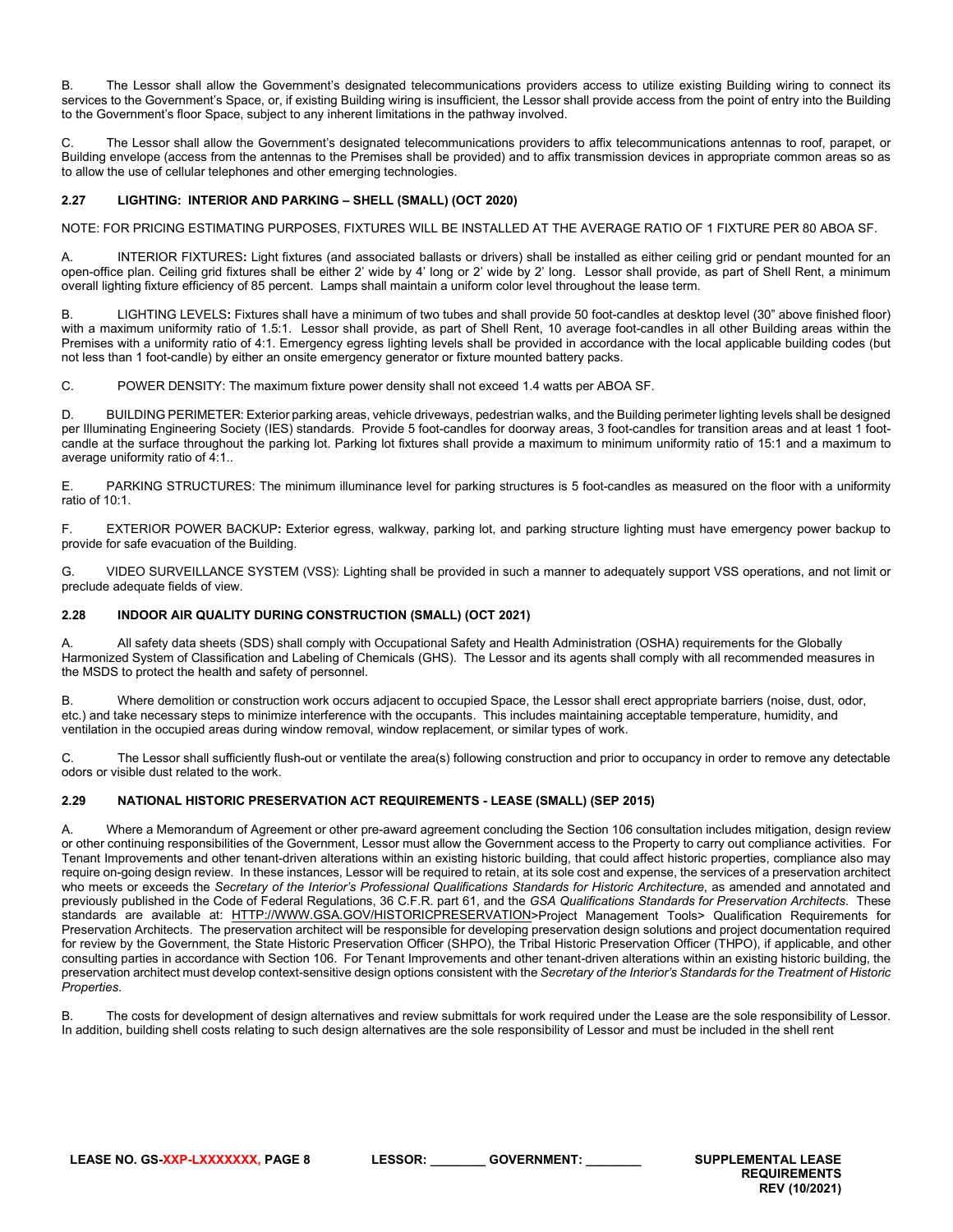B. The Lessor shall allow the Government's designated telecommunications providers access to utilize existing Building wiring to connect its services to the Government's Space, or, if existing Building wiring is insufficient, the Lessor shall provide access from the point of entry into the Building to the Government's floor Space, subject to any inherent limitations in the pathway involved.

C. The Lessor shall allow the Government's designated telecommunications providers to affix telecommunications antennas to roof, parapet, or Building envelope (access from the antennas to the Premises shall be provided) and to affix transmission devices in appropriate common areas so as to allow the use of cellular telephones and other emerging technologies.

### 2.27 LIGHTING: INTERIOR AND PARKING – SHELL (SMALL) (OCT 2020)

NOTE: FOR PRICING ESTIMATING PURPOSES, FIXTURES WILL BE INSTALLED AT THE AVERAGE RATIO OF 1 FIXTURE PER 80 ABOA SF.

A. INTERIOR FIXTURES**:** Light fixtures (and associated ballasts or drivers) shall be installed as either ceiling grid or pendant mounted for an open-office plan. Ceiling grid fixtures shall be either 2' wide by 4' long or 2' wide by 2' long. Lessor shall provide, as part of Shell Rent, a minimum overall lighting fixture efficiency of 85 percent. Lamps shall maintain a uniform color level throughout the lease term.

B. LIGHTING LEVELS**:** Fixtures shall have a minimum of two tubes and shall provide 50 foot-candles at desktop level (30" above finished floor) with a maximum uniformity ratio of 1.5:1. Lessor shall provide, as part of Shell Rent, 10 average foot-candles in all other Building areas within the Premises with a uniformity ratio of 4:1. Emergency egress lighting levels shall be provided in accordance with the local applicable building codes (but not less than 1 foot-candle) by either an onsite emergency generator or fixture mounted battery packs.

C. POWER DENSITY: The maximum fixture power density shall not exceed 1.4 watts per ABOA SF.

D. BUILDING PERIMETER: Exterior parking areas, vehicle driveways, pedestrian walks, and the Building perimeter lighting levels shall be designed per Illuminating Engineering Society (IES) standards. Provide 5 foot-candles for doorway areas, 3 foot-candles for transition areas and at least 1 foot-candle at the surface throughout the parking lot. Parking lot fixtures shall provide a maximum to minimum uniformity ratio of 15:1 and a maximum to average uniformity ratio of 4:1..

E. PARKING STRUCTURES: The minimum illuminance level for parking structures is 5 foot-candles as measured on the floor with a uniformity ratio of 10:1.

F. EXTERIOR POWER BACKUP**:** Exterior egress, walkway, parking lot, and parking structure lighting must have emergency power backup to provide for safe evacuation of the Building.

G. VIDEO SURVEILLANCE SYSTEM (VSS): Lighting shall be provided in such a manner to adequately support VSS operations, and not limit or preclude adequate fields of view.

### 2.28 INDOOR AIR QUALITY DURING CONSTRUCTION (SMALL) (OCT 2021)

A. All safety data sheets (SDS) shall comply with Occupational Safety and Health Administration (OSHA) requirements for the Globally Harmonized System of Classification and Labeling of Chemicals (GHS). The Lessor and its agents shall comply with all recommended measures in the MSDS to protect the health and safety of personnel.

B. Where demolition or construction work occurs adjacent to occupied Space, the Lessor shall erect appropriate barriers (noise, dust, odor, etc.) and take necessary steps to minimize interference with the occupants. This includes maintaining acceptable temperature, humidity, and ventilation in the occupied areas during window removal, window replacement, or similar types of work.

C. The Lessor shall sufficiently flush-out or ventilate the area(s) following construction and prior to occupancy in order to remove any detectable odors or visible dust related to the work.

### 2.29 NATIONAL HISTORIC PRESERVATION ACT REQUIREMENTS - LEASE (SMALL) (SEP 2015)

A. Where a Memorandum of Agreement or other pre-award agreement concluding the Section 106 consultation includes mitigation, design review or other continuing responsibilities of the Government, Lessor must allow the Government access to the Property to carry out compliance activities. For Tenant Improvements and other tenant-driven alterations within an existing historic building, that could affect historic properties, compliance also may require on-going design review. In these instances, Lessor will be required to retain, at its sole cost and expense, the services of a preservation architect who meets or exceeds the *Secretary of the Interior's Professional Qualifications Standards for Historic Architecture*, as amended and annotated and previously published in the Code of Federal Regulations, 36 C.F.R. part 61, and the *GSA Qualifications Standards for Preservation Architects*. These standards are available at: HTTP://WWW.GSA.GOV/HISTORICPRESERVATION>Project Management Tools> Qualification Requirements for Preservation Architects. The preservation architect will be responsible for developing preservation design solutions and project documentation required for review by the Government, the State Historic Preservation Officer (SHPO), the Tribal Historic Preservation Officer (THPO), if applicable, and other consulting parties in accordance with Section 106. For Tenant Improvements and other tenant-driven alterations within an existing historic building, the preservation architect must develop context-sensitive design options consistent with the *Secretary of the Interior's Standards for the Treatment of Historic Properties*.

B. The costs for development of design alternatives and review submittals for work required under the Lease are the sole responsibility of Lessor. In addition, building shell costs relating to such design alternatives are the sole responsibility of Lessor and must be included in the shell rent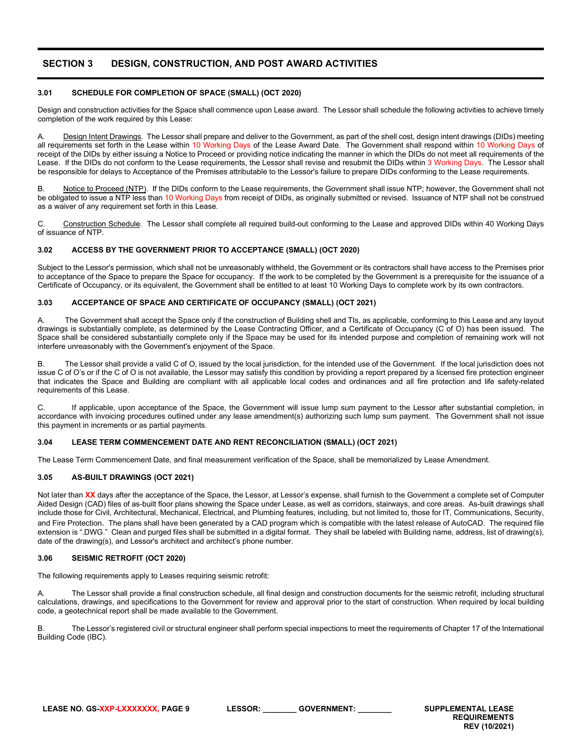## SECTION 3 DESIGN, CONSTRUCTION, AND POST AWARD ACTIVITIES

### 3.01 SCHEDULE FOR COMPLETION OF SPACE (SMALL) (OCT 2020)

Design and construction activities for the Space shall commence upon Lease award. The Lessor shall schedule the following activities to achieve timely completion of the work required by this Lease:

A. Design Intent Drawings. The Lessor shall prepare and deliver to the Government, as part of the shell cost, design intent drawings (DIDs) meeting all requirements set forth in the Lease within 10 Working Days of the Lease Award Date. The Government shall respond within 10 Working Days of receipt of the DIDs by either issuing a Notice to Proceed or providing notice indicating the manner in which the DIDs do not meet all requirements of the Lease. If the DIDs do not conform to the Lease requirements, the Lessor shall revise and resubmit the DIDs within 3 Working Days. The Lessor shall be responsible for delays to Acceptance of the Premises attributable to the Lessor's failure to prepare DIDs conforming to the Lease requirements.

B. Notice to Proceed (NTP). If the DIDs conform to the Lease requirements, the Government shall issue NTP; however, the Government shall not be obligated to issue a NTP less than 10 Working Days from receipt of DIDs, as originally submitted or revised. Issuance of NTP shall not be construed as a waiver of any requirement set forth in this Lease.

C. Construction Schedule. The Lessor shall complete all required build-out conforming to the Lease and approved DIDs within 40 Working Days of issuance of NTP.

### 3.02 ACCESS BY THE GOVERNMENT PRIOR TO ACCEPTANCE (SMALL) (OCT 2020)

Subject to the Lessor's permission, which shall not be unreasonably withheld, the Government or its contractors shall have access to the Premises prior to acceptance of the Space to prepare the Space for occupancy. If the work to be completed by the Government is a prerequisite for the issuance of a Certificate of Occupancy, or its equivalent, the Government shall be entitled to at least 10 Working Days to complete work by its own contractors.

### 3.03 ACCEPTANCE OF SPACE AND CERTIFICATE OF OCCUPANCY (SMALL) (OCT 2021)

A. The Government shall accept the Space only if the construction of Building shell and TIs, as applicable, conforming to this Lease and any layout drawings is substantially complete, as determined by the Lease Contracting Officer, and a Certificate of Occupancy (C of O) has been issued. The Space shall be considered substantially complete only if the Space may be used for its intended purpose and completion of remaining work will not interfere unreasonably with the Government's enjoyment of the Space.

B. The Lessor shall provide a valid C of O, issued by the local jurisdiction, for the intended use of the Government. If the local jurisdiction does not issue C of O's or if the C of O is not available, the Lessor may satisfy this condition by providing a report prepared by a licensed fire protection engineer that indicates the Space and Building are compliant with all applicable local codes and ordinances and all fire protection and life safety-related requirements of this Lease.

C. If applicable, upon acceptance of the Space, the Government will issue lump sum payment to the Lessor after substantial completion, in accordance with invoicing procedures outlined under any lease amendment(s) authorizing such lump sum payment. The Government shall not issue this payment in increments or as partial payments.

### 3.04 LEASE TERM COMMENCEMENT DATE AND RENT RECONCILIATION (SMALL) (OCT 2021)

The Lease Term Commencement Date, and final measurement verification of the Space, shall be memorialized by Lease Amendment.

### 3.05 AS-BUILT DRAWINGS (OCT 2021)

Not later than **XX** days after the acceptance of the Space, the Lessor, at Lessor's expense, shall furnish to the Government a complete set of Computer Aided Design (CAD) files of as-built floor plans showing the Space under Lease, as well as corridors, stairways, and core areas. As-built drawings shall include those for Civil, Architectural, Mechanical, Electrical, and Plumbing features, including, but not limited to, those for IT, Communications, Security, and Fire Protection. The plans shall have been generated by a CAD program which is compatible with the latest release of AutoCAD. The required file extension is ".DWG." Clean and purged files shall be submitted in a digital format. They shall be labeled with Building name, address, list of drawing(s), date of the drawing(s), and Lessor's architect and architect's phone number.

### 3.06 SEISMIC RETROFIT (OCT 2020)

The following requirements apply to Leases requiring seismic retrofit:

A. The Lessor shall provide a final construction schedule, all final design and construction documents for the seismic retrofit, including structural calculations, drawings, and specifications to the Government for review and approval prior to the start of construction. When required by local building code, a geotechnical report shall be made available to the Government.

B. The Lessor's registered civil or structural engineer shall perform special inspections to meet the requirements of Chapter 17 of the International Building Code (IBC).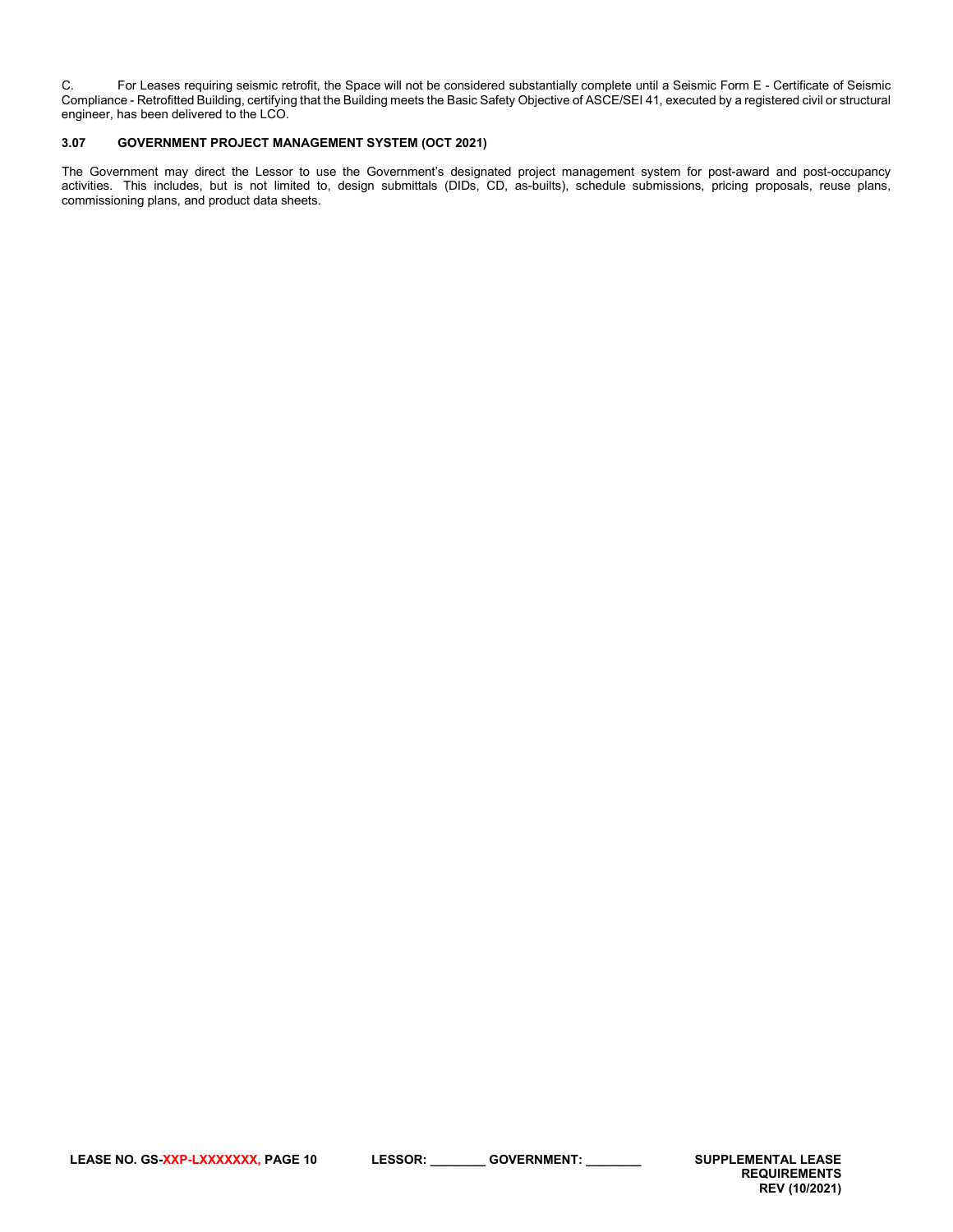C. For Leases requiring seismic retrofit, the Space will not be considered substantially complete until a Seismic Form E - Certificate of Seismic Compliance - Retrofitted Building, certifying that the Building meets the Basic Safety Objective of ASCE/SEI 41, executed by a registered civil or structural engineer, has been delivered to the LCO.

### 3.07 GOVERNMENT PROJECT MANAGEMENT SYSTEM (OCT 2021)

The Government may direct the Lessor to use the Government's designated project management system for post-award and post-occupancy activities. This includes, but is not limited to, design submittals (DIDs, CD, as-builts), schedule submissions, pricing proposals, reuse plans, commissioning plans, and product data sheets.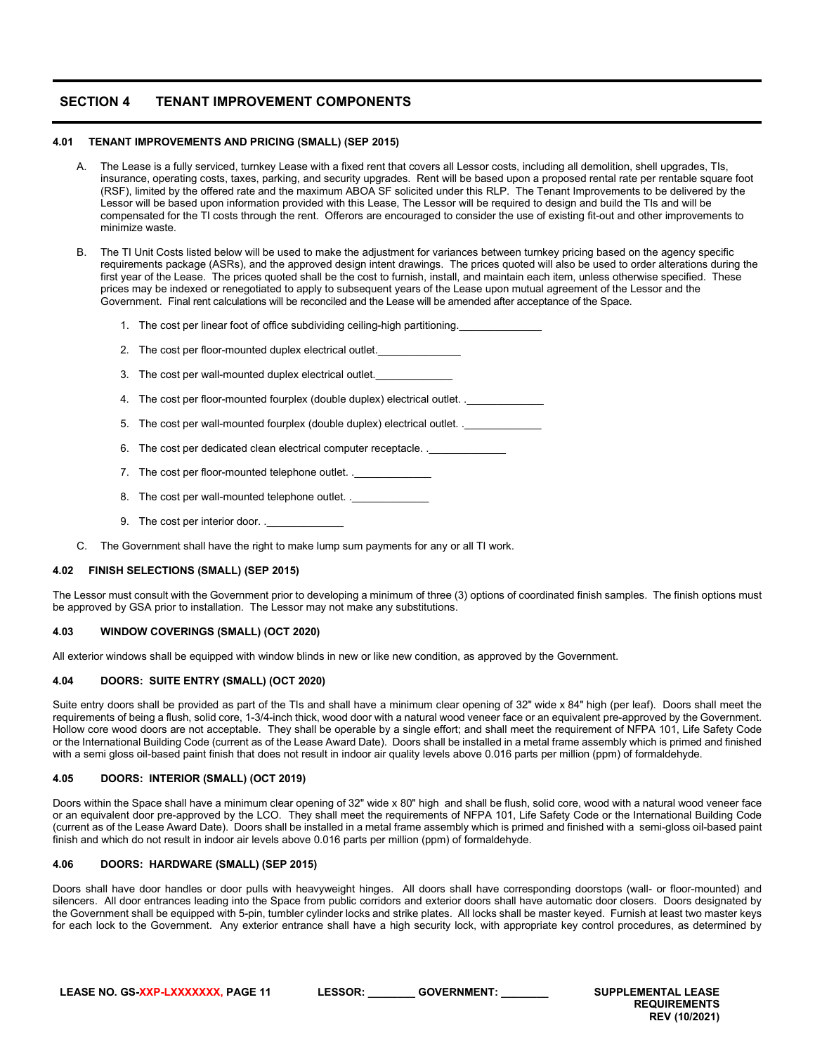## SECTION 4 TENANT IMPROVEMENT COMPONENTS

### 4.01 TENANT IMPROVEMENTS AND PRICING (SMALL) (SEP 2015)

A. The Lease is a fully serviced, turnkey Lease with a fixed rent that covers all Lessor costs, including all demolition, shell upgrades, TIs, insurance, operating costs, taxes, parking, and security upgrades. Rent will be based upon a proposed rental rate per rentable square foot (RSF), limited by the offered rate and the maximum ABOA SF solicited under this RLP. The Tenant Improvements to be delivered by the Lessor will be based upon information provided with this Lease, The Lessor will be required to design and build the TIs and will be compensated for the TI costs through the rent. Offerors are encouraged to consider the use of existing fit-out and other improvements to minimize waste.

B. The TI Unit Costs listed below will be used to make the adjustment for variances between turnkey pricing based on the agency specific requirements package (ASRs), and the approved design intent drawings. The prices quoted will also be used to order alterations during the first year of the Lease. The prices quoted shall be the cost to furnish, install, and maintain each item, unless otherwise specified. These prices may be indexed or renegotiated to apply to subsequent years of the Lease upon mutual agreement of the Lessor and the Government. Final rent calculations will be reconciled and the Lease will be amended after acceptance of the Space.

1. The cost per linear foot of office subdividing ceiling-high partitioning.______________
2. The cost per floor-mounted duplex electrical outlet.______________
3. The cost per wall-mounted duplex electrical outlet.______________
4. The cost per floor-mounted fourplex (double duplex) electrical outlet. .______________
5. The cost per wall-mounted fourplex (double duplex) electrical outlet. .______________
6. The cost per dedicated clean electrical computer receptacle. .______________
7. The cost per floor-mounted telephone outlet. .______________
8. The cost per wall-mounted telephone outlet. .______________
9. The cost per interior door. .______________

C. The Government shall have the right to make lump sum payments for any or all TI work.

### 4.02 FINISH SELECTIONS (SMALL) (SEP 2015)

The Lessor must consult with the Government prior to developing a minimum of three (3) options of coordinated finish samples. The finish options must be approved by GSA prior to installation. The Lessor may not make any substitutions.

### 4.03 WINDOW COVERINGS (SMALL) (OCT 2020)

All exterior windows shall be equipped with window blinds in new or like new condition, as approved by the Government.

### 4.04 DOORS: SUITE ENTRY (SMALL) (OCT 2020)

Suite entry doors shall be provided as part of the TIs and shall have a minimum clear opening of 32" wide x 84" high (per leaf). Doors shall meet the requirements of being a flush, solid core, 1-3/4-inch thick, wood door with a natural wood veneer face or an equivalent door pre-approved by the Government. Hollow core wood doors are not acceptable. They shall be operable by a single effort; and shall meet the requirement of NFPA 101, Life Safety Code or the International Building Code (current as of the Lease Award Date). Doors shall be installed in a metal frame assembly which is primed and finished with a semi gloss oil-based paint finish that does not result in indoor air quality levels above 0.016 parts per million (ppm) of formaldehyde.

### 4.05 DOORS: INTERIOR (SMALL) (OCT 2019)

Doors within the Space shall have a minimum clear opening of 32" wide x 80" high and shall be flush, solid core, wood with a natural wood veneer face or an equivalent door pre-approved by the LCO. They shall meet the requirements of NFPA 101, Life Safety Code or the International Building Code (current as of the Lease Award Date). Doors shall be installed in a metal frame assembly which is primed and finished with a semi-gloss oil-based paint finish and which do not result in indoor air levels above 0.016 parts per million (ppm) of formaldehyde.

### 4.06 DOORS: HARDWARE (SMALL) (SEP 2015)

Doors shall have door handles or door pulls with heavyweight hinges. All doors shall have corresponding doorstops (wall- or floor-mounted) and silencers. All door entrances leading into the Space from public corridors and exterior doors shall have automatic door closers. Doors designated by the Government shall be equipped with 5-pin, tumbler cylinder locks and strike plates. All locks shall be master keyed. Furnish at least two master keys for each lock to the Government. Any exterior entrance shall have a high security lock, with appropriate key control procedures, as determined by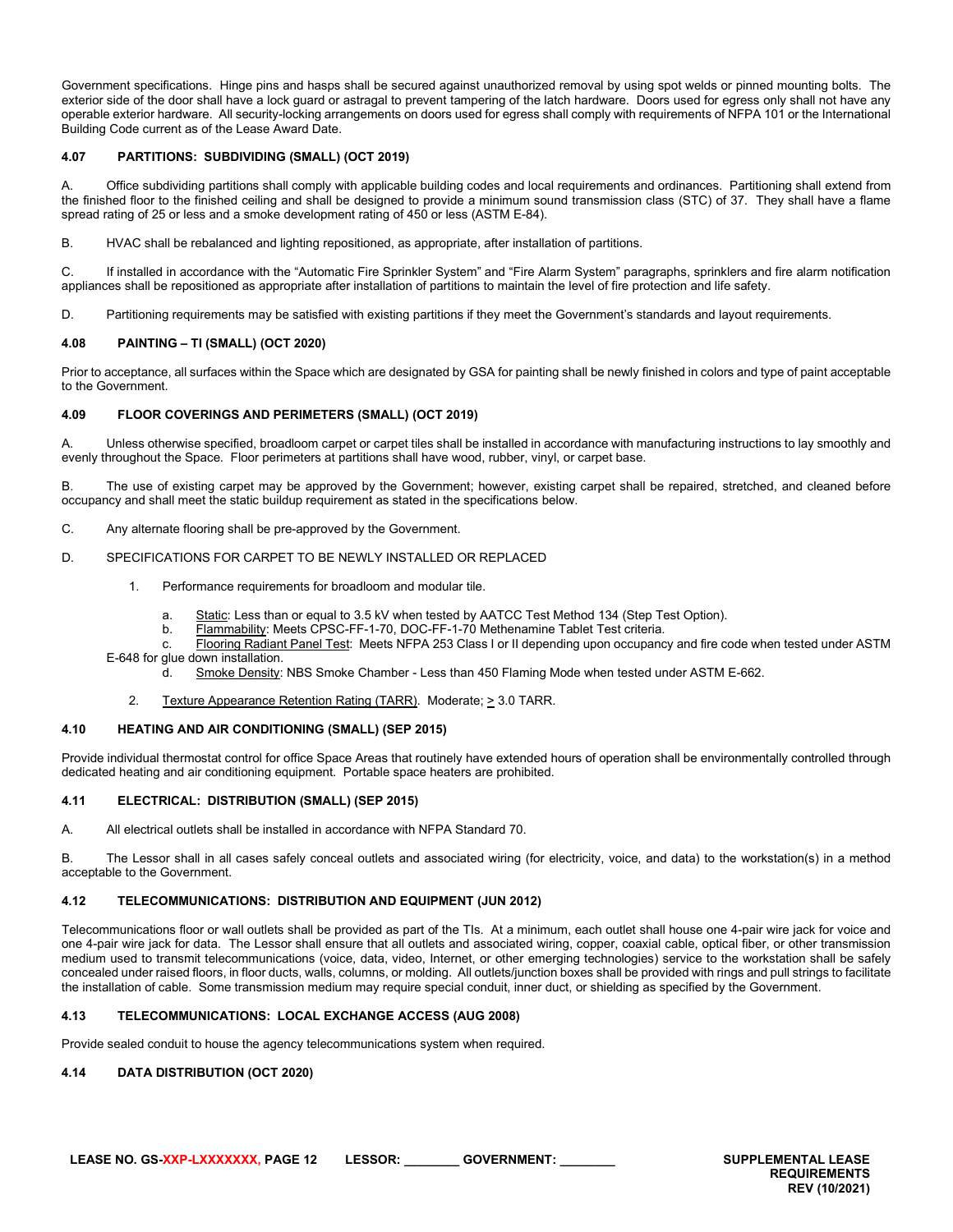Government specifications. Hinge pins and hasps shall be secured against unauthorized removal by using spot welds or pinned mounting bolts. The exterior side of the door shall have a lock guard or astragal to prevent tampering of the latch hardware. Doors used for egress only shall not have any operable exterior hardware. All security-locking arrangements on doors used for egress shall comply with requirements of NFPA 101 or the International Building Code current as of the Lease Award Date.

**4.07 PARTITIONS: SUBDIVIDING (SMALL) (OCT 2019)**

A. Office subdividing partitions shall comply with applicable building codes and local requirements and ordinances. Partitioning shall extend from the finished floor to the finished ceiling and shall be designed to provide a minimum sound transmission class (STC) of 37. They shall have a flame spread rating of 25 or less and a smoke development rating of 450 or less (ASTM E-84).

B. HVAC shall be rebalanced and lighting repositioned, as appropriate, after installation of partitions.

C. If installed in accordance with the "Automatic Fire Sprinkler System" and "Fire Alarm System" paragraphs, sprinklers and fire alarm notification appliances shall be repositioned as appropriate after installation of partitions to maintain the level of fire protection and life safety.

D. Partitioning requirements may be satisfied with existing partitions if they meet the Government's standards and layout requirements.

**4.08 PAINTING – TI (SMALL) (OCT 2020)**

Prior to acceptance, all surfaces within the Space which are designated by GSA for painting shall be newly finished in colors and type of paint acceptable to the Government.

**4.09 FLOOR COVERINGS AND PERIMETERS (SMALL) (OCT 2019)**

A. Unless otherwise specified, broadloom carpet or carpet tiles shall be installed in accordance with manufacturing instructions to lay smoothly and evenly throughout the Space. Floor perimeters at partitions shall have wood, rubber, vinyl, or carpet base.

B. The use of existing carpet may be approved by the Government; however, existing carpet shall be repaired, stretched, and cleaned before occupancy and shall meet the static buildup requirement as stated in the specifications below.

C. Any alternate flooring shall be pre-approved by the Government.

D. SPECIFICATIONS FOR CARPET TO BE NEWLY INSTALLED OR REPLACED

1. Performance requirements for broadloom and modular tile.

   a. Static: Less than or equal to 3.5 kV when tested by AATCC Test Method 134 (Step Test Option).
   b. Flammability: Meets CPSC-FF-1-70, DOC-FF-1-70 Methenamine Tablet Test criteria.
   c. Flooring Radiant Panel Test: Meets NFPA 253 Class I or II depending upon occupancy and fire code when tested under ASTM E-648 for glue down installation.
   d. Smoke Density: NBS Smoke Chamber - Less than 450 Flaming Mode when tested under ASTM E-662.

2. Texture Appearance Retention Rating (TARR). Moderate; ≥ 3.0 TARR.

**4.10 HEATING AND AIR CONDITIONING (SMALL) (SEP 2015)**

Provide individual thermostat control for office Space Areas that routinely have extended hours of operation shall be environmentally controlled through dedicated heating and air conditioning equipment. Portable space heaters are prohibited.

**4.11 ELECTRICAL: DISTRIBUTION (SMALL) (SEP 2015)**

A. All electrical outlets shall be installed in accordance with NFPA Standard 70.

B. The Lessor shall in all cases safely conceal outlets and associated wiring (for electricity, voice, and data) to the workstation(s) in a method acceptable to the Government.

**4.12 TELECOMMUNICATIONS: DISTRIBUTION AND EQUIPMENT (JUN 2012)**

Telecommunications floor or wall outlets shall be provided as part of the TIs. At a minimum, each outlet shall house one 4-pair wire jack for voice and one 4-pair wire jack for data. The Lessor shall ensure that all outlets and associated wiring, copper, coaxial cable, optical fiber, or other transmission medium used to transmit telecommunications (voice, data, video, Internet, or other emerging technologies) service to the workstation shall be safely concealed under raised floors, in floor ducts, walls, columns, or molding. All outlets/junction boxes shall be provided with rings and pull strings to facilitate the installation of cable. Some transmission medium may require special conduit, inner duct, or shielding as specified by the Government.

**4.13 TELECOMMUNICATIONS: LOCAL EXCHANGE ACCESS (AUG 2008)**

Provide sealed conduit to house the agency telecommunications system when required.

**4.14 DATA DISTRIBUTION (OCT 2020)**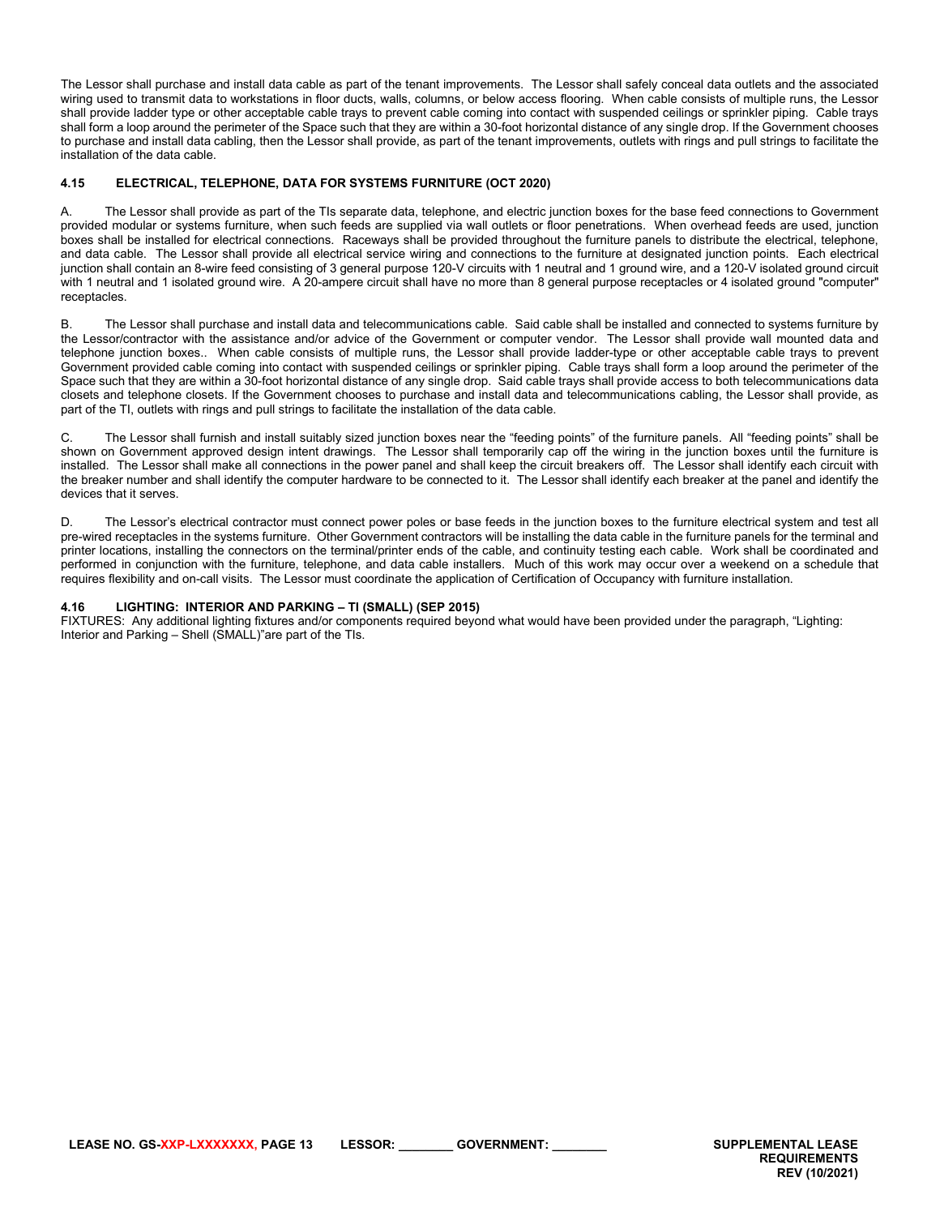The Lessor shall purchase and install data cable as part of the tenant improvements. The Lessor shall safely conceal data outlets and the associated wiring used to transmit data to workstations in floor ducts, walls, columns, or below access flooring. When cable consists of multiple runs, the Lessor shall provide ladder type or other acceptable cable trays to prevent cable coming into contact with suspended ceilings or sprinkler piping. Cable trays shall form a loop around the perimeter of the Space such that they are within a 30-foot horizontal distance of any single drop. If the Government chooses to purchase and install data cabling, then the Lessor shall provide, as part of the tenant improvements, outlets with rings and pull strings to facilitate the installation of the data cable.

### 4.15 ELECTRICAL, TELEPHONE, DATA FOR SYSTEMS FURNITURE (OCT 2020)

A. The Lessor shall provide as part of the TIs separate data, telephone, and electric junction boxes for the base feed connections to Government provided modular or systems furniture, when such feeds are supplied via wall outlets or floor penetrations. When overhead feeds are used, junction boxes shall be installed for electrical connections. Raceways shall be provided throughout the furniture panels to distribute the electrical, telephone, and data cable. The Lessor shall provide all electrical service wiring and connections to the furniture at designated junction points. Each electrical junction shall contain an 8-wire feed consisting of 3 general purpose 120-V circuits with 1 neutral and 1 ground wire, and a 120-V isolated ground circuit with 1 neutral and 1 isolated ground wire. A 20-ampere circuit shall have no more than 8 general purpose receptacles or 4 isolated ground "computer" receptacles.

B. The Lessor shall purchase and install data and telecommunications cable. Said cable shall be installed and connected to systems furniture by the Lessor/contractor with the assistance and/or advice of the Government or computer vendor. The Lessor shall provide wall mounted data and telephone junction boxes.. When cable consists of multiple runs, the Lessor shall provide ladder-type or other acceptable cable trays to prevent Government provided cable coming into contact with suspended ceilings or sprinkler piping. Cable trays shall form a loop around the perimeter of the Space such that they are within a 30-foot horizontal distance of any single drop. Said cable trays shall provide access to both telecommunications data closets and telephone closets. If the Government chooses to purchase and install data and telecommunications cabling, the Lessor shall provide, as part of the TI, outlets with rings and pull strings to facilitate the installation of the data cable.

C. The Lessor shall furnish and install suitably sized junction boxes near the "feeding points" of the furniture panels. All "feeding points" shall be shown on Government approved design intent drawings. The Lessor shall temporarily cap off the wiring in the junction boxes until the furniture is installed. The Lessor shall make all connections in the power panel and shall keep the circuit breakers off. The Lessor shall identify each circuit with the breaker number and shall identify the computer hardware to be connected to it. The Lessor shall identify each breaker at the panel and identify the devices that it serves.

D. The Lessor's electrical contractor must connect power poles or base feeds in the junction boxes to the furniture electrical system and test all pre-wired receptacles in the systems furniture. Other Government contractors will be installing the data cable in the furniture panels for the terminal and printer locations, installing the connectors on the terminal/printer ends of the cable, and continuity testing each cable. Work shall be coordinated and performed in conjunction with the furniture, telephone, and data cable installers. Much of this work may occur over a weekend on a schedule that requires flexibility and on-call visits. The Lessor must coordinate the application of Certification of Occupancy with furniture installation.

### 4.16 LIGHTING: INTERIOR AND PARKING – TI (SMALL) (SEP 2015)

FIXTURES: Any additional lighting fixtures and/or components required beyond what would have been provided under the paragraph, "Lighting: Interior and Parking – Shell (SMALL)"are part of the TIs.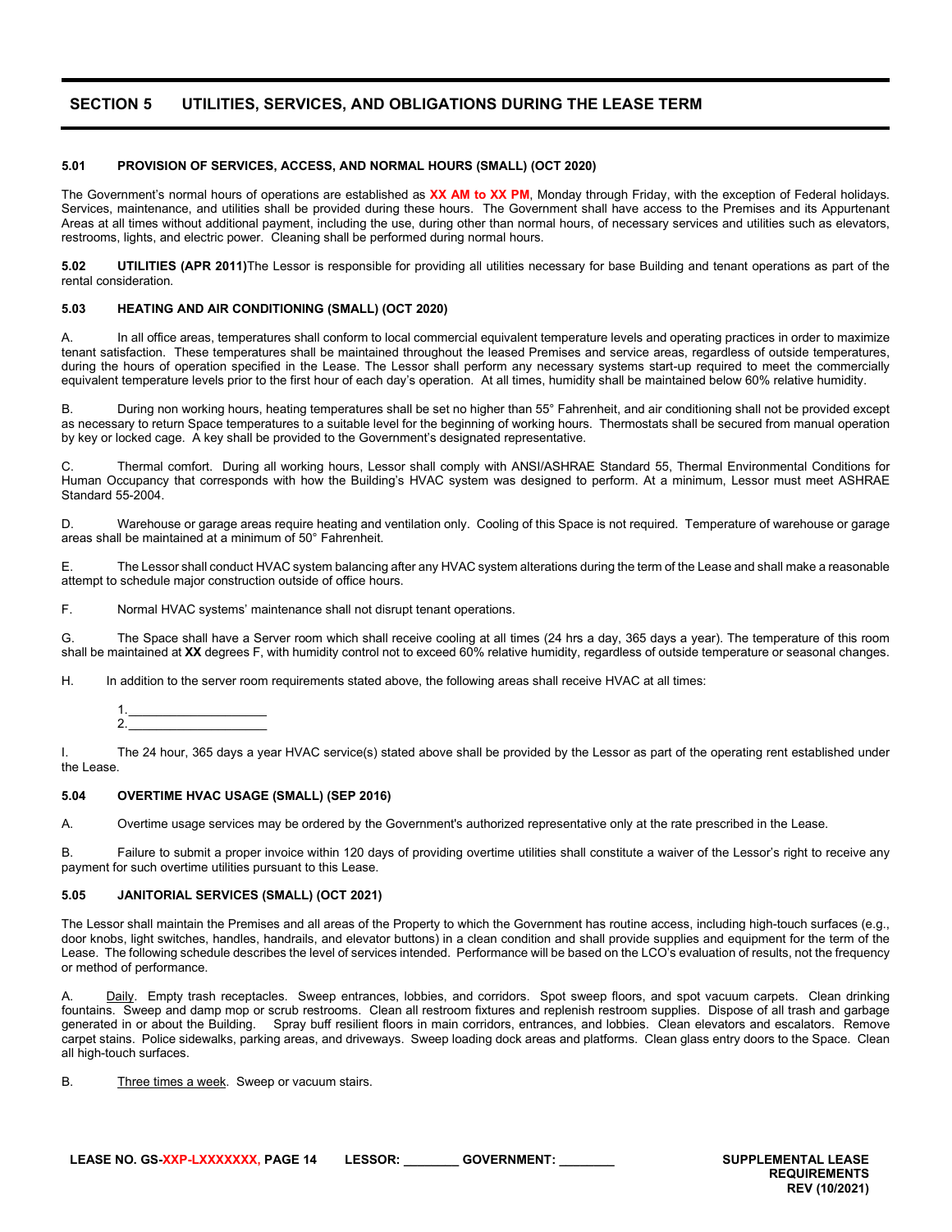## SECTION 5 UTILITIES, SERVICES, AND OBLIGATIONS DURING THE LEASE TERM

### 5.01 PROVISION OF SERVICES, ACCESS, AND NORMAL HOURS (SMALL) (OCT 2020)

The Government's normal hours of operations are established as **XX AM to XX PM**, Monday through Friday, with the exception of Federal holidays. Services, maintenance, and utilities shall be provided during these hours. The Government shall have access to the Premises and its Appurtenant Areas at all times without additional payment, including the use, during other than normal hours, of necessary services and utilities such as elevators, restrooms, lights, and electric power. Cleaning shall be performed during normal hours.

**5.02 UTILITIES (APR 2011)** The Lessor is responsible for providing all utilities necessary for base Building and tenant operations as part of the rental consideration.

### 5.03 HEATING AND AIR CONDITIONING (SMALL) (OCT 2020)

A. In all office areas, temperatures shall conform to local commercial equivalent temperature levels and operating practices in order to maximize tenant satisfaction. These temperatures shall be maintained throughout the leased Premises and service areas, regardless of outside temperatures, during the hours of operation specified in the Lease. The Lessor shall perform any necessary systems start-up required to meet the commercially equivalent temperature levels prior to the first hour of each day's operation. At all times, humidity shall be maintained below 60% relative humidity.

B. During non working hours, heating temperatures shall be set no higher than 55° Fahrenheit, and air conditioning shall not be provided except as necessary to return Space temperatures to a suitable level for the beginning of working hours. Thermostats shall be secured from manual operation by key or locked cage. A key shall be provided to the Government's designated representative.

C. Thermal comfort. During all working hours, Lessor shall comply with ANSI/ASHRAE Standard 55, Thermal Environmental Conditions for Human Occupancy that corresponds with how the Building's HVAC system was designed to perform. At a minimum, Lessor must meet ASHRAE Standard 55-2004.

D. Warehouse or garage areas require heating and ventilation only. Cooling of this Space is not required. Temperature of warehouse or garage areas shall be maintained at a minimum of 50° Fahrenheit.

E. The Lessor shall conduct HVAC system balancing after any HVAC system alterations during the term of the Lease and shall make a reasonable attempt to schedule major construction outside of office hours.

F. Normal HVAC systems' maintenance shall not disrupt tenant operations.

G. The Space shall have a Server room which shall receive cooling at all times (24 hrs a day, 365 days a year). The temperature of this room shall be maintained at **XX** degrees F, with humidity control not to exceed 60% relative humidity, regardless of outside temperature or seasonal changes.

H. In addition to the server room requirements stated above, the following areas shall receive HVAC at all times:

1. ____________________
2. ____________________

I. The 24 hour, 365 days a year HVAC service(s) stated above shall be provided by the Lessor as part of the operating rent established under the Lease.

### 5.04 OVERTIME HVAC USAGE (SMALL) (SEP 2016)

A. Overtime usage services may be ordered by the Government's authorized representative only at the rate prescribed in the Lease.

B. Failure to submit a proper invoice within 120 days of providing overtime utilities shall constitute a waiver of the Lessor's right to receive any payment for such overtime utilities pursuant to this Lease.

### 5.05 JANITORIAL SERVICES (SMALL) (OCT 2021)

The Lessor shall maintain the Premises and all areas of the Property to which the Government has routine access, including high-touch surfaces (e.g., door knobs, light switches, handles, handrails, and elevator buttons) in a clean condition and shall provide supplies and equipment for the term of the Lease. The following schedule describes the level of services intended. Performance will be based on the LCO's evaluation of results, not the frequency or method of performance.

A. Daily. Empty trash receptacles. Sweep entrances, lobbies, and corridors. Spot sweep floors, and spot vacuum carpets. Clean drinking fountains. Sweep and damp mop or scrub restrooms. Clean all restroom fixtures and replenish restroom supplies. Dispose of all trash and garbage generated in or about the Building. Spray buff resilient floors in main corridors, entrances, and lobbies. Clean elevators and escalators. Remove carpet stains. Police sidewalks, parking areas, and driveways. Sweep loading dock areas and platforms. Clean glass entry doors to the Space. Clean all high-touch surfaces.

B. Three times a week. Sweep or vacuum stairs.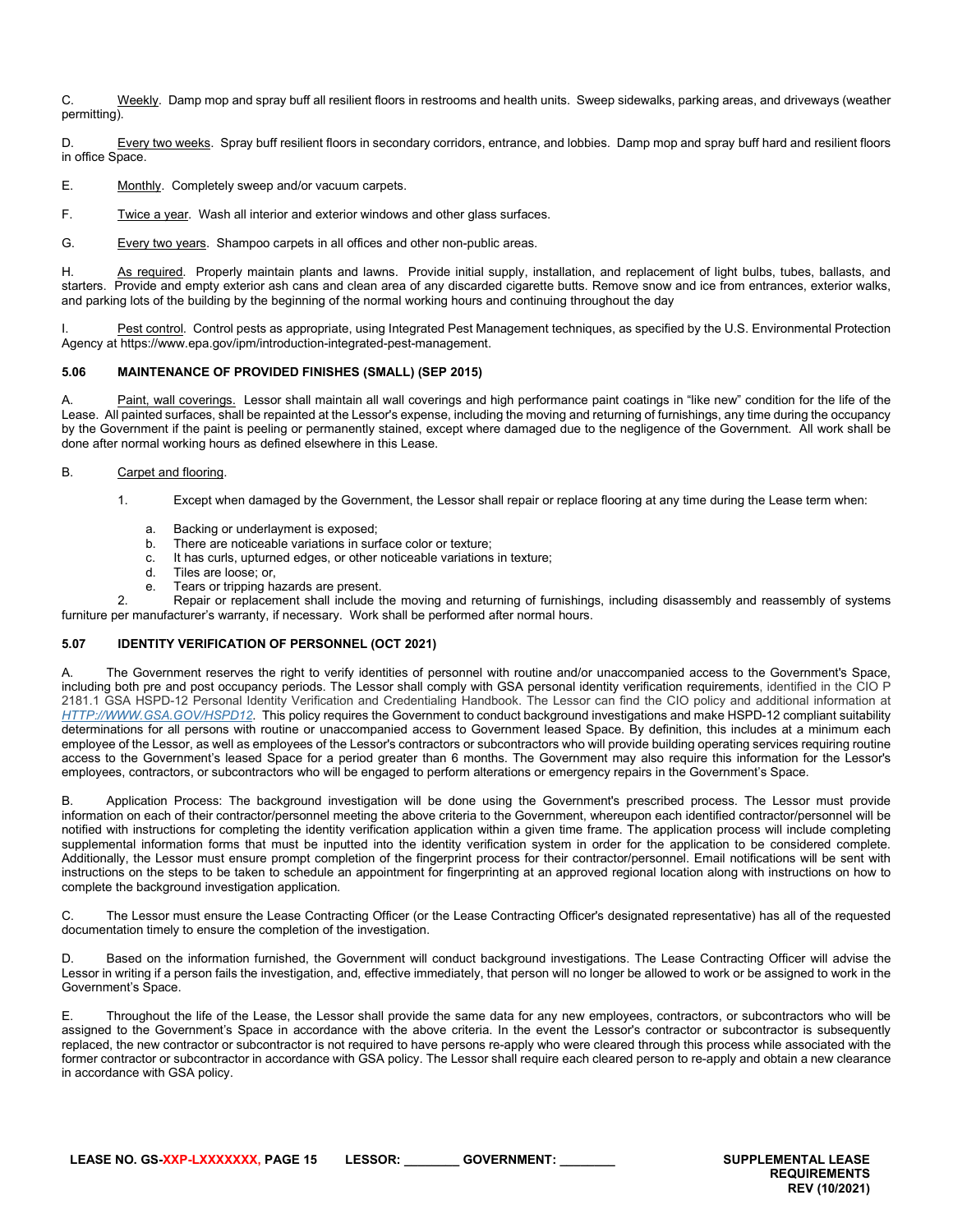C. Weekly. Damp mop and spray buff all resilient floors in restrooms and health units. Sweep sidewalks, parking areas, and driveways (weather permitting).

D. Every two weeks. Spray buff resilient floors in secondary corridors, entrance, and lobbies. Damp mop and spray buff hard and resilient floors in office Space.

E. Monthly. Completely sweep and/or vacuum carpets.

F. Twice a year. Wash all interior and exterior windows and other glass surfaces.

G. Every two years. Shampoo carpets in all offices and other non-public areas.

H. As required. Properly maintain plants and lawns. Provide initial supply, installation, and replacement of light bulbs, tubes, ballasts, and starters. Provide and empty exterior ash cans and clean area of any discarded cigarette butts. Remove snow and ice from entrances, exterior walks, and parking lots of the building by the beginning of the normal working hours and continuing throughout the day

I. Pest control. Control pests as appropriate, using Integrated Pest Management techniques, as specified by the U.S. Environmental Protection Agency at https://www.epa.gov/ipm/introduction-integrated-pest-management.

### 5.06 MAINTENANCE OF PROVIDED FINISHES (SMALL) (SEP 2015)

A. Paint, wall coverings. Lessor shall maintain all wall coverings and high performance paint coatings in "like new" condition for the life of the Lease. All painted surfaces, shall be repainted at the Lessor's expense, including the moving and returning of furnishings, any time during the occupancy by the Government if the paint is peeling or permanently stained, except where damaged due to the negligence of the Government. All work shall be done after normal working hours as defined elsewhere in this Lease.

B. Carpet and flooring.

1. Except when damaged by the Government, the Lessor shall repair or replace flooring at any time during the Lease term when:

   a. Backing or underlayment is exposed;
   b. There are noticeable variations in surface color or texture;
   c. It has curls, upturned edges, or other noticeable variations in texture;
   d. Tiles are loose; or,
   e. Tears or tripping hazards are present.

2. Repair or replacement shall include the moving and returning of furnishings, including disassembly and reassembly of systems furniture per manufacturer's warranty, if necessary. Work shall be performed after normal hours.

### 5.07 IDENTITY VERIFICATION OF PERSONNEL (OCT 2021)

A. The Government reserves the right to verify identities of personnel with routine and/or unaccompanied access to the Government's Space, including both pre and post occupancy periods. The Lessor shall comply with GSA personal identity verification requirements, identified in the CIO P 2181.1 GSA HSPD-12 Personal Identity Verification and Credentialing Handbook. The Lessor can find the CIO policy and additional information at *HTTP://WWW.GSA.GOV/HSPD12*. This policy requires the Government to conduct background investigations and make HSPD-12 compliant suitability determinations for all persons with routine or unaccompanied access to Government leased Space. By definition, this includes at a minimum each employee of the Lessor, as well as employees of the Lessor's contractors or subcontractors who will provide building operating services requiring routine access to the Government's leased Space for a period greater than 6 months. The Government may also require this information for the Lessor's employees, contractors, or subcontractors who will be engaged to perform alterations or emergency repairs in the Government's Space.

B. Application Process: The background investigation will be done using the Government's prescribed process. The Lessor must provide information on each of their contractor/personnel meeting the above criteria to the Government, whereupon each identified contractor/personnel will be notified with instructions for completing the identity verification application within a given time frame. The application process will include completing supplemental information forms that must be inputted into the identity verification system in order for the application to be considered complete. Additionally, the Lessor must ensure prompt completion of the fingerprint process for their contractor/personnel. Email notifications will be sent with instructions on the steps to be taken to schedule an appointment for fingerprinting at an approved regional location along with instructions on how to complete the background investigation application.

C. The Lessor must ensure the Lease Contracting Officer (or the Lease Contracting Officer's designated representative) has all of the requested documentation timely to ensure the completion of the investigation.

D. Based on the information furnished, the Government will conduct background investigations. The Lease Contracting Officer will advise the Lessor in writing if a person fails the investigation, and, effective immediately, that person will no longer be allowed to work or be assigned to work in the Government's Space.

E. Throughout the life of the Lease, the Lessor shall provide the same data for any new employees, contractors, or subcontractors who will be assigned to the Government's Space in accordance with the above criteria. In the event the Lessor's contractor or subcontractor is subsequently replaced, the new contractor or subcontractor is not required to have persons re-apply who were cleared through this process while associated with the former contractor or subcontractor in accordance with GSA policy. The Lessor shall require each cleared person to re-apply and obtain a new clearance in accordance with GSA policy.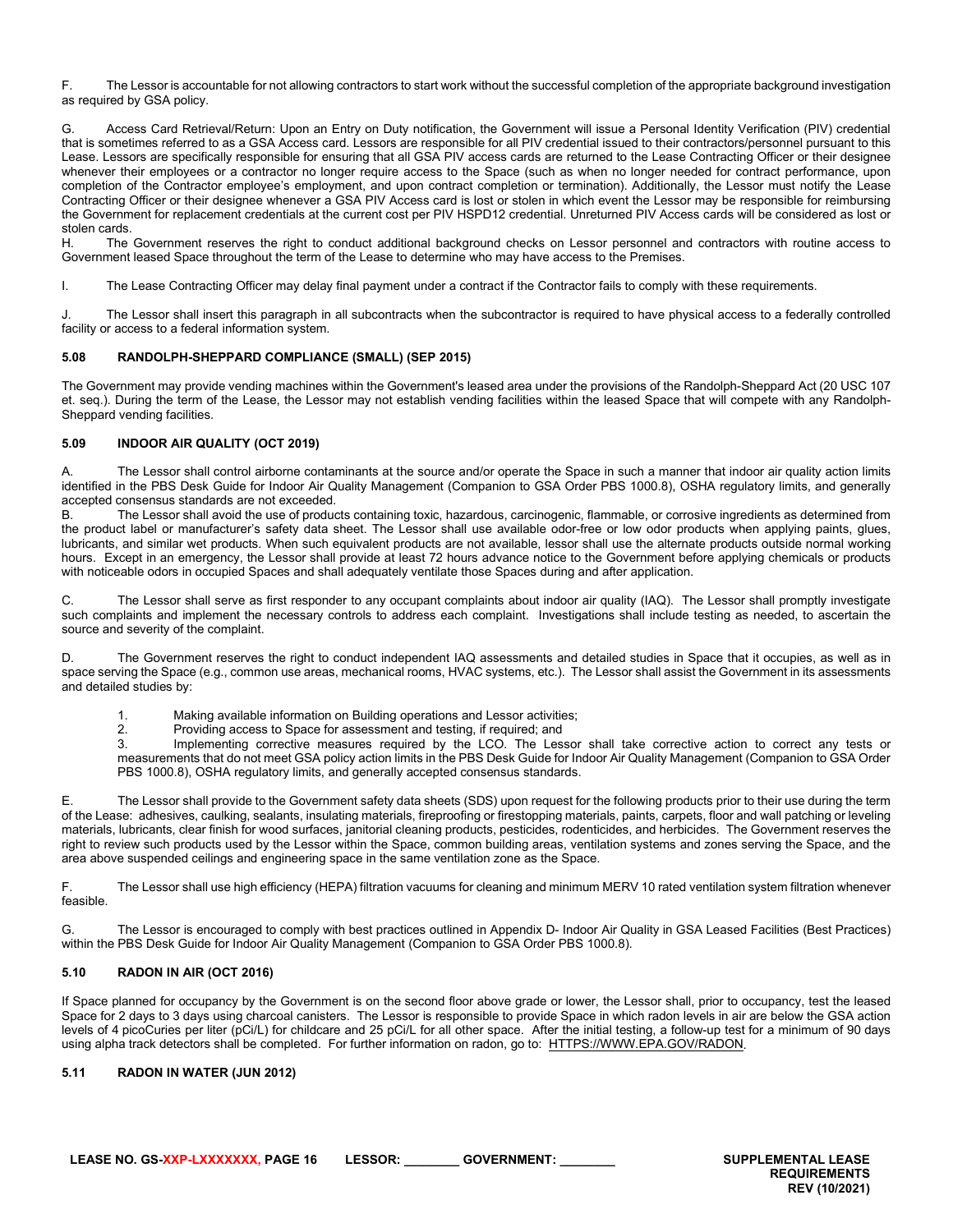F. The Lessor is accountable for not allowing contractors to start work without the successful completion of the appropriate background investigation as required by GSA policy.

G. Access Card Retrieval/Return: Upon an Entry on Duty notification, the Government will issue a Personal Identity Verification (PIV) credential that is sometimes referred to as a GSA Access card. Lessors are responsible for all PIV credential issued to their contractors/personnel pursuant to this Lease. Lessors are specifically responsible for ensuring that all GSA PIV access cards are returned to the Lease Contracting Officer or their designee whenever their employees or a contractor no longer require access to the Space (such as when no longer needed for contract performance, upon completion of the Contractor employee's employment, and upon contract completion or termination). Additionally, the Lessor must notify the Lease Contracting Officer or their designee whenever a GSA PIV Access card is lost or stolen in which event the Lessor may be responsible for reimbursing the Government for replacement credentials at the current cost per PIV HSPD12 credential. Unreturned PIV Access cards will be considered as lost or stolen cards.

H. The Government reserves the right to conduct additional background checks on Lessor personnel and contractors with routine access to Government leased Space throughout the term of the Lease to determine who may have access to the Premises.

I. The Lease Contracting Officer may delay final payment under a contract if the Contractor fails to comply with these requirements.

J. The Lessor shall insert this paragraph in all subcontracts when the subcontractor is required to have physical access to a federally controlled facility or access to a federal information system.

### 5.08 RANDOLPH-SHEPPARD COMPLIANCE (SMALL) (SEP 2015)

The Government may provide vending machines within the Government's leased area under the provisions of the Randolph-Sheppard Act (20 USC 107 et. seq.). During the term of the Lease, the Lessor may not establish vending facilities within the leased Space that will compete with any Randolph-Sheppard vending facilities.

### 5.09 INDOOR AIR QUALITY (OCT 2019)

A. The Lessor shall control airborne contaminants at the source and/or operate the Space in such a manner that indoor air quality action limits identified in the PBS Desk Guide for Indoor Air Quality Management (Companion to GSA Order PBS 1000.8), OSHA regulatory limits, and generally accepted consensus standards are not exceeded.

B. The Lessor shall avoid the use of products containing toxic, hazardous, carcinogenic, flammable, or corrosive ingredients as determined from the product label or manufacturer's safety data sheet. The Lessor shall use available odor-free or low odor products when applying paints, glues, lubricants, and similar wet products. When such equivalent products are not available, lessor shall use the alternate products outside normal working hours. Except in an emergency, the Lessor shall provide at least 72 hours advance notice to the Government before applying chemicals or products with noticeable odors in occupied Spaces and shall adequately ventilate those Spaces during and after application.

C. The Lessor shall serve as first responder to any occupant complaints about indoor air quality (IAQ). The Lessor shall promptly investigate such complaints and implement the necessary controls to address each complaint. Investigations shall include testing as needed, to ascertain the source and severity of the complaint.

D. The Government reserves the right to conduct independent IAQ assessments and detailed studies in Space that it occupies, as well as in space serving the Space (e.g., common use areas, mechanical rooms, HVAC systems, etc.). The Lessor shall assist the Government in its assessments and detailed studies by:

1. Making available information on Building operations and Lessor activities;
2. Providing access to Space for assessment and testing, if required; and
3. Implementing corrective measures required by the LCO. The Lessor shall take corrective action to correct any tests or measurements that do not meet GSA policy action limits in the PBS Desk Guide for Indoor Air Quality Management (Companion to GSA Order PBS 1000.8), OSHA regulatory limits, and generally accepted consensus standards.

E. The Lessor shall provide to the Government safety data sheets (SDS) upon request for the following products prior to their use during the term of the Lease: adhesives, caulking, sealants, insulating materials, fireproofing or firestopping materials, paints, carpets, floor and wall patching or leveling materials, lubricants, clear finish for wood surfaces, janitorial cleaning products, pesticides, rodenticides, and herbicides. The Government reserves the right to review such products used by the Lessor within the Space, common building areas, ventilation systems and zones serving the Space, and the area above suspended ceilings and engineering space in the same ventilation zone as the Space.

F. The Lessor shall use high efficiency (HEPA) filtration vacuums for cleaning and minimum MERV 10 rated ventilation system filtration whenever feasible.

G. The Lessor is encouraged to comply with best practices outlined in Appendix D- Indoor Air Quality in GSA Leased Facilities (Best Practices) within the PBS Desk Guide for Indoor Air Quality Management (Companion to GSA Order PBS 1000.8).

### 5.10 RADON IN AIR (OCT 2016)

If Space planned for occupancy by the Government is on the second floor above grade or lower, the Lessor shall, prior to occupancy, test the leased Space for 2 days to 3 days using charcoal canisters. The Lessor is responsible to provide Space in which radon levels in air are below the GSA action levels of 4 picoCuries per liter (pCi/L) for childcare and 25 pCi/L for all other space. After the initial testing, a follow-up test for a minimum of 90 days using alpha track detectors shall be completed. For further information on radon, go to: HTTPS://WWW.EPA.GOV/RADON.

### 5.11 RADON IN WATER (JUN 2012)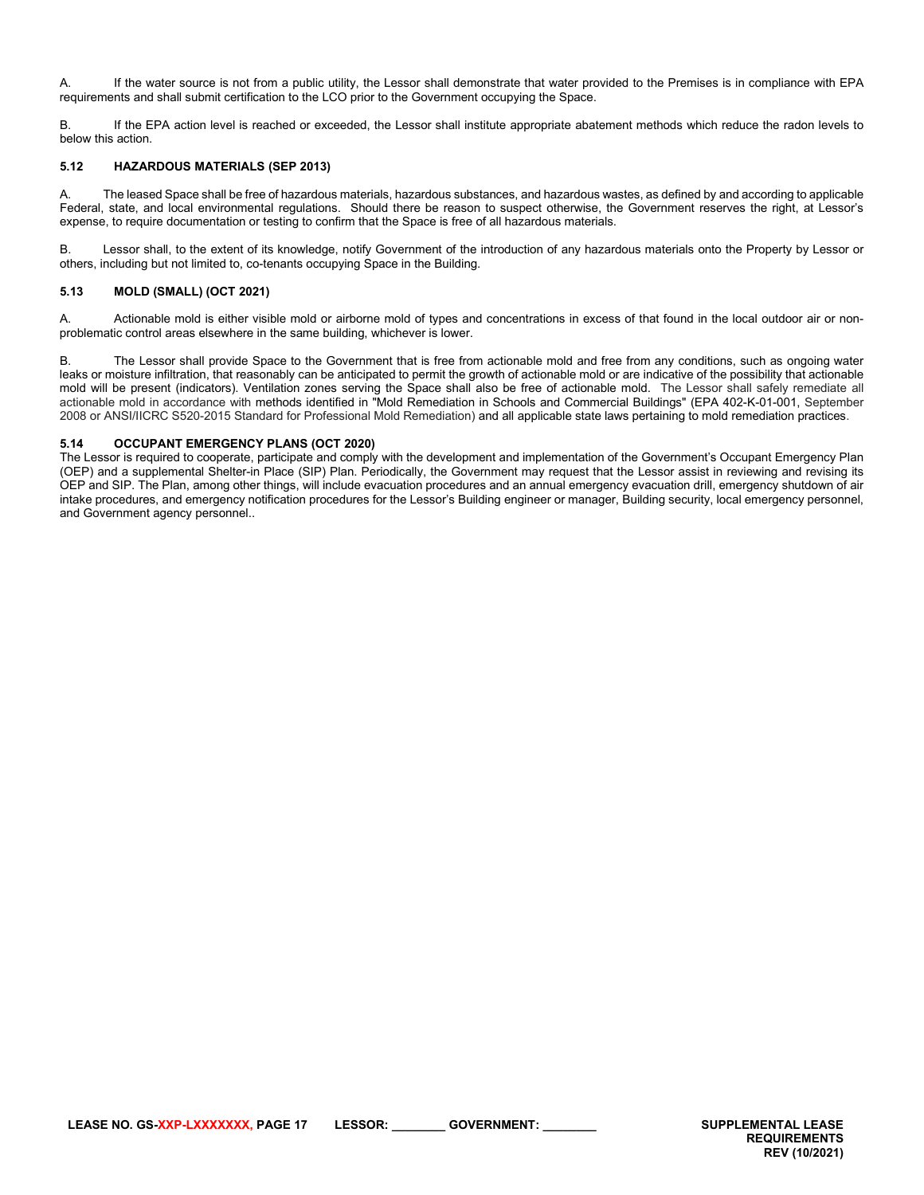A. If the water source is not from a public utility, the Lessor shall demonstrate that water provided to the Premises is in compliance with EPA requirements and shall submit certification to the LCO prior to the Government occupying the Space.

B. If the EPA action level is reached or exceeded, the Lessor shall institute appropriate abatement methods which reduce the radon levels to below this action.

### 5.12 HAZARDOUS MATERIALS (SEP 2013)

A. The leased Space shall be free of hazardous materials, hazardous substances, and hazardous wastes, as defined by and according to applicable Federal, state, and local environmental regulations. Should there be reason to suspect otherwise, the Government reserves the right, at Lessor's expense, to require documentation or testing to confirm that the Space is free of all hazardous materials.

B. Lessor shall, to the extent of its knowledge, notify Government of the introduction of any hazardous materials onto the Property by Lessor or others, including but not limited to, co-tenants occupying Space in the Building.

### 5.13 MOLD (SMALL) (OCT 2021)

A. Actionable mold is either visible mold or airborne mold of types and concentrations in excess of that found in the local outdoor air or non-problematic control areas elsewhere in the same building, whichever is lower.

B. The Lessor shall provide Space to the Government that is free from actionable mold and free from any conditions, such as ongoing water leaks or moisture infiltration, that reasonably can be anticipated to permit the growth of actionable mold or are indicative of the possibility that actionable mold will be present (indicators). Ventilation zones serving the Space shall also be free of actionable mold. The Lessor shall safely remediate all actionable mold in accordance with methods identified in "Mold Remediation in Schools and Commercial Buildings" (EPA 402-K-01-001, September 2008 or ANSI/IICRC S520-2015 Standard for Professional Mold Remediation) and all applicable state laws pertaining to mold remediation practices.

### 5.14 OCCUPANT EMERGENCY PLANS (OCT 2020)

The Lessor is required to cooperate, participate and comply with the development and implementation of the Government's Occupant Emergency Plan (OEP) and a supplemental Shelter-in Place (SIP) Plan. Periodically, the Government may request that the Lessor assist in reviewing and revising its OEP and SIP. The Plan, among other things, will include evacuation procedures and an annual emergency evacuation drill, emergency shutdown of air intake procedures, and emergency notification procedures for the Lessor's Building engineer or manager, Building security, local emergency personnel, and Government agency personnel..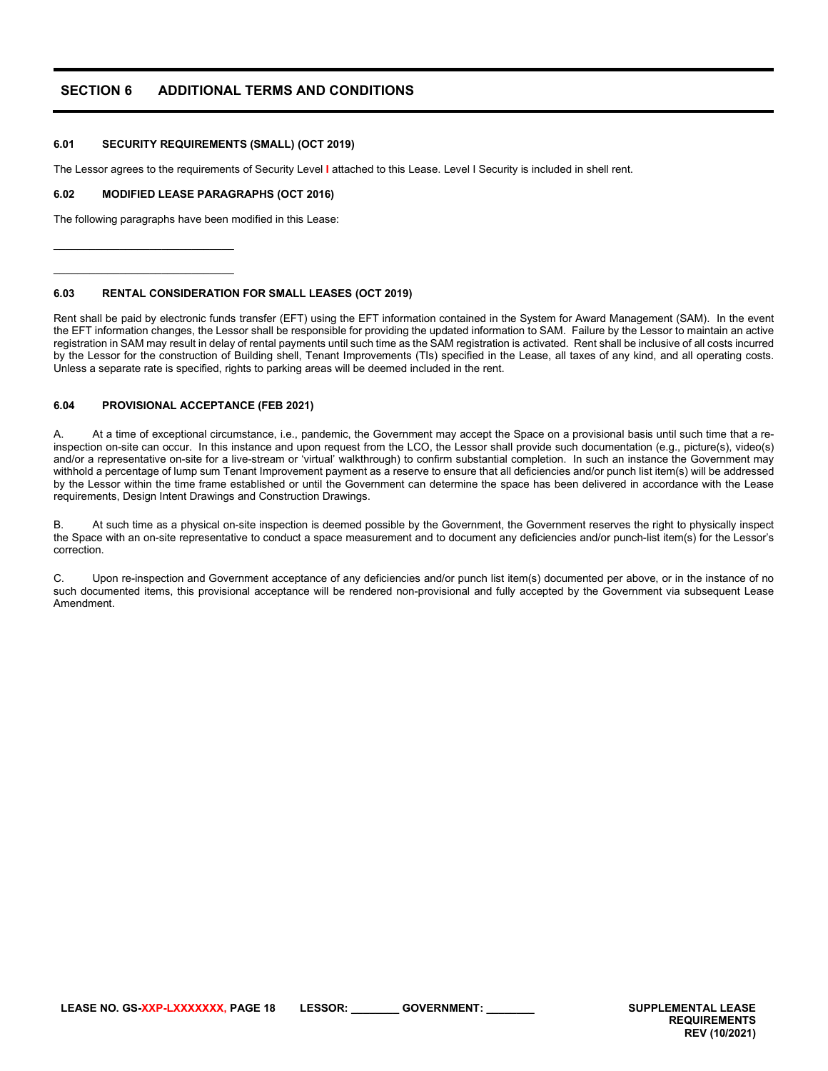## SECTION 6 ADDITIONAL TERMS AND CONDITIONS

### 6.01 SECURITY REQUIREMENTS (SMALL) (OCT 2019)

The Lessor agrees to the requirements of Security Level I attached to this Lease. Level I Security is included in shell rent.

### 6.02 MODIFIED LEASE PARAGRAPHS (OCT 2016)

The following paragraphs have been modified in this Lease:

______________________________

______________________________

### 6.03 RENTAL CONSIDERATION FOR SMALL LEASES (OCT 2019)

Rent shall be paid by electronic funds transfer (EFT) using the EFT information contained in the System for Award Management (SAM). In the event the EFT information changes, the Lessor shall be responsible for providing the updated information to SAM. Failure by the Lessor to maintain an active registration in SAM may result in delay of rental payments until such time as the SAM registration is activated. Rent shall be inclusive of all costs incurred by the Lessor for the construction of Building shell, Tenant Improvements (TIs) specified in the Lease, all taxes of any kind, and all operating costs. Unless a separate rate is specified, rights to parking areas will be deemed included in the rent.

### 6.04 PROVISIONAL ACCEPTANCE (FEB 2021)

A. At a time of exceptional circumstance, i.e., pandemic, the Government may accept the Space on a provisional basis until such time that a re-inspection on-site can occur. In this instance and upon request from the LCO, the Lessor shall provide such documentation (e.g., picture(s), video(s) and/or a representative on-site for a live-stream or 'virtual' walkthrough) to confirm substantial completion. In such an instance the Government may withhold a percentage of lump sum Tenant Improvement payment as a reserve to ensure that all deficiencies and/or punch list item(s) will be addressed by the Lessor within the time frame established or until the Government can determine the space has been delivered in accordance with the Lease requirements, Design Intent Drawings and Construction Drawings.

B. At such time as a physical on-site inspection is deemed possible by the Government, the Government reserves the right to physically inspect the Space with an on-site representative to conduct a space measurement and to document any deficiencies and/or punch-list item(s) for the Lessor's correction.

C. Upon re-inspection and Government acceptance of any deficiencies and/or punch list item(s) documented per above, or in the instance of no such documented items, this provisional acceptance will be rendered non-provisional and fully accepted by the Government via subsequent Lease Amendment.